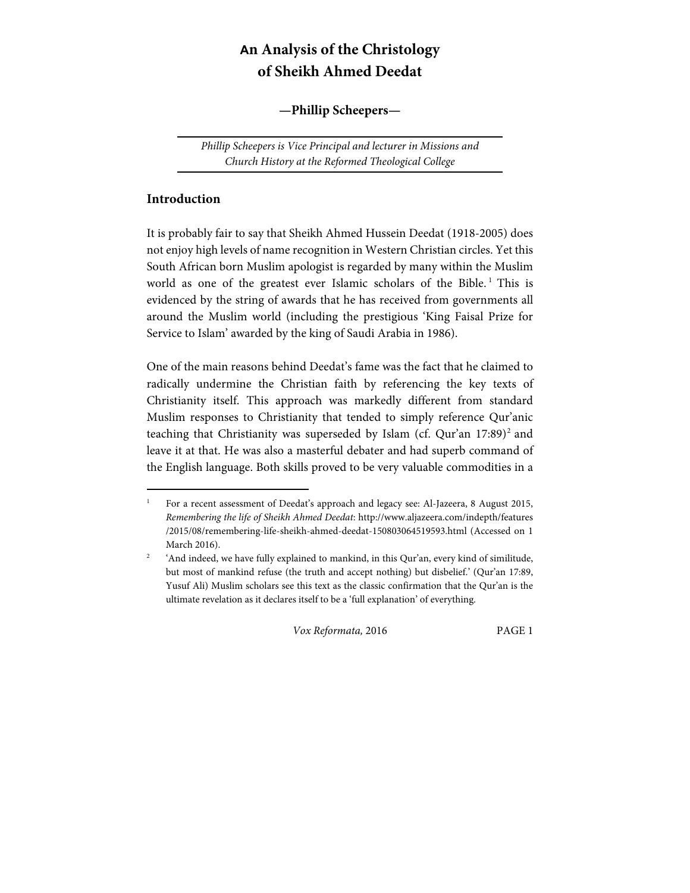# An Analysis of the Christology of Sheikh Ahmed Deedat

**—Phillip Scheepers—**

*Phillip Scheepers is Vice Principal and lecturer in Missions and Church History at the Reformed Theological College*

## Introduction

It is probably fair to say that Sheikh Ahmed Hussein Deedat (1918-2005) does not enjoy high levels of name recognition in Western Christian circles. Yet this South African born Muslim apologist is regarded by many within the Muslim world as one of the greatest ever Islamic scholars of the Bible.[1] This is evidenced by the string of awards that he has received from governments all around the Muslim world (including the prestigious 'King Faisal Prize for Service to Islam' awarded by the king of Saudi Arabia in 1986).

One of the main reasons behind Deedat's fame was the fact that he claimed to radically undermine the Christian faith by referencing the key texts of Christianity itself. This approach was markedly different from standard Muslim responses to Christianity that tended to simply reference Qur'anic teaching that Christianity was superseded by Islam (cf. Qur'an 17:89)[2] and leave it at that. He was also a masterful debater and had superb command of the English language. Both skills proved to be very valuable commodities in a

---

[1] For a recent assessment of Deedat's approach and legacy see: Al-Jazeera, 8 August 2015, *Remembering the life of Sheikh Ahmed Deedat*: http://www.aljazeera.com/indepth/features/2015/08/remembering-life-sheikh-ahmed-deedat-150803064519593.html (Accessed on 1 March 2016).

[2] 'And indeed, we have fully explained to mankind, in this Qur'an, every kind of similitude, but most of mankind refuse (the truth and accept nothing) but disbelief.' (Qur'an 17:89, Yusuf Ali) Muslim scholars see this text as the classic confirmation that the Qur'an is the ultimate revelation as it declares itself to be a 'full explanation' of everything.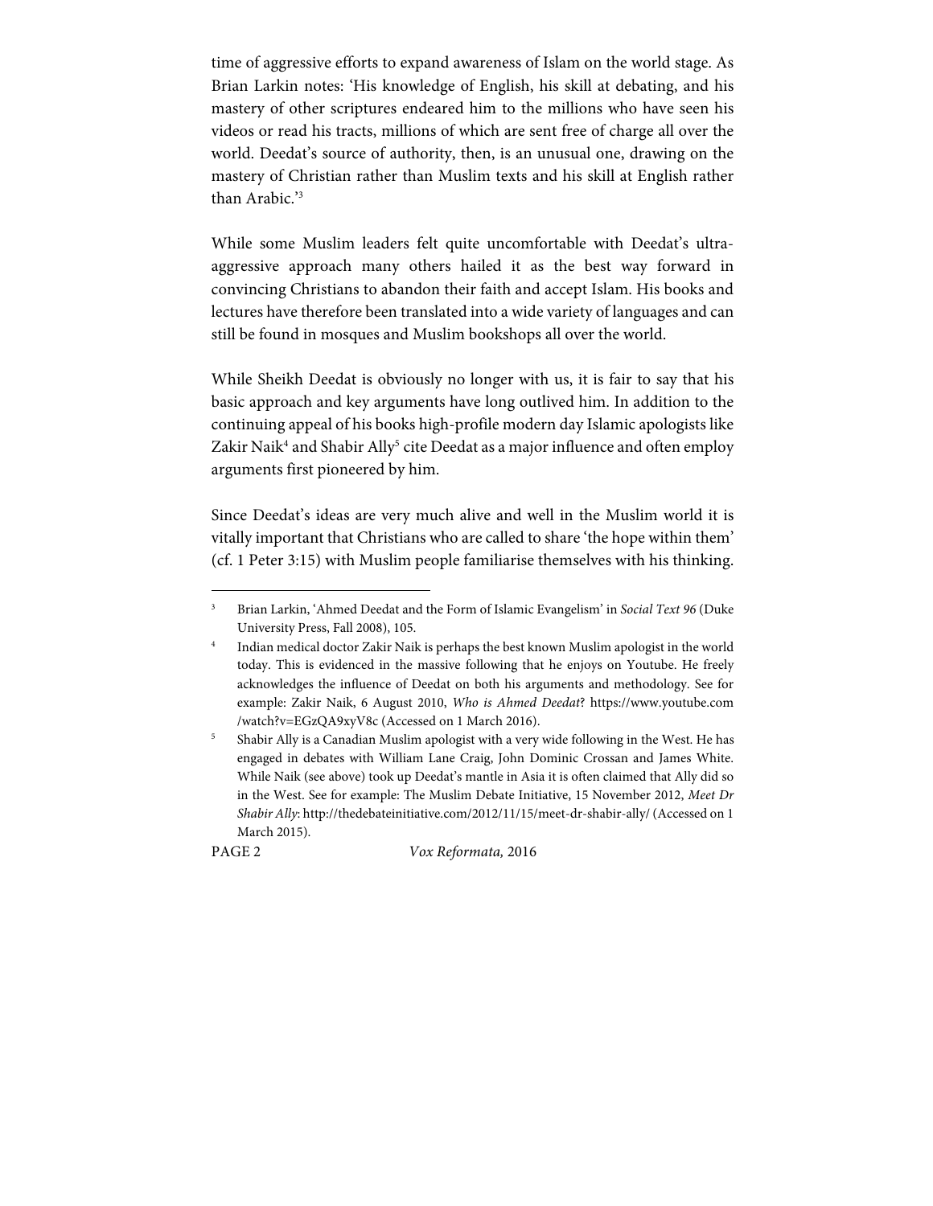time of aggressive efforts to expand awareness of Islam on the world stage. As Brian Larkin notes: 'His knowledge of English, his skill at debating, and his mastery of other scriptures endeared him to the millions who have seen his videos or read his tracts, millions of which are sent free of charge all over the world. Deedat's source of authority, then, is an unusual one, drawing on the mastery of Christian rather than Muslim texts and his skill at English rather than Arabic.'[3]

While some Muslim leaders felt quite uncomfortable with Deedat's ultra-aggressive approach many others hailed it as the best way forward in convincing Christians to abandon their faith and accept Islam. His books and lectures have therefore been translated into a wide variety of languages and can still be found in mosques and Muslim bookshops all over the world.

While Sheikh Deedat is obviously no longer with us, it is fair to say that his basic approach and key arguments have long outlived him. In addition to the continuing appeal of his books high-profile modern day Islamic apologists like Zakir Naik[4] and Shabir Ally[5] cite Deedat as a major influence and often employ arguments first pioneered by him.

Since Deedat's ideas are very much alive and well in the Muslim world it is vitally important that Christians who are called to share 'the hope within them' (cf. 1 Peter 3:15) with Muslim people familiarise themselves with his thinking.

---

[3] Brian Larkin, 'Ahmed Deedat and the Form of Islamic Evangelism' in *Social Text 96* (Duke University Press, Fall 2008), 105.

[4] Indian medical doctor Zakir Naik is perhaps the best known Muslim apologist in the world today. This is evidenced in the massive following that he enjoys on Youtube. He freely acknowledges the influence of Deedat on both his arguments and methodology. See for example: Zakir Naik, 6 August 2010, *Who is Ahmed Deedat*? https://www.youtube.com/watch?v=EGzQA9xyV8c (Accessed on 1 March 2016).

[5] Shabir Ally is a Canadian Muslim apologist with a very wide following in the West. He has engaged in debates with William Lane Craig, John Dominic Crossan and James White. While Naik (see above) took up Deedat's mantle in Asia it is often claimed that Ally did so in the West. See for example: The Muslim Debate Initiative, 15 November 2012, *Meet Dr Shabir Ally*: http://thedebateinitiative.com/2012/11/15/meet-dr-shabir-ally/ (Accessed on 1 March 2015).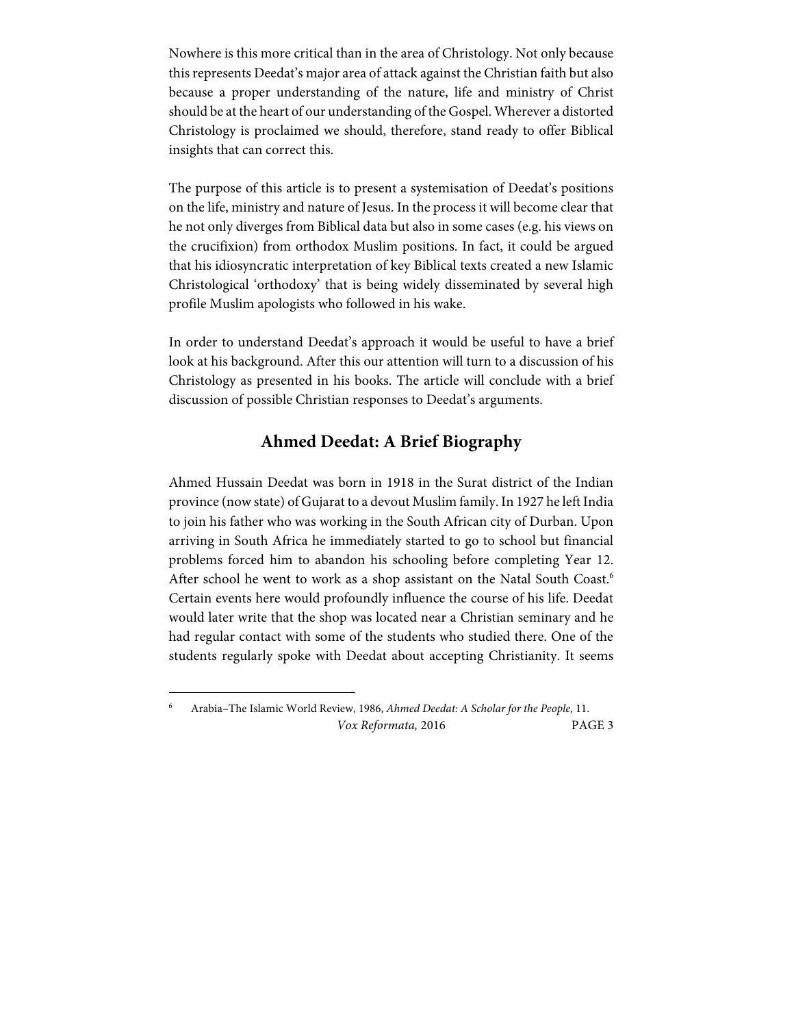Nowhere is this more critical than in the area of Christology. Not only because this represents Deedat's major area of attack against the Christian faith but also because a proper understanding of the nature, life and ministry of Christ should be at the heart of our understanding of the Gospel. Wherever a distorted Christology is proclaimed we should, therefore, stand ready to offer Biblical insights that can correct this.

The purpose of this article is to present a systemisation of Deedat's positions on the life, ministry and nature of Jesus. In the process it will become clear that he not only diverges from Biblical data but also in some cases (e.g. his views on the crucifixion) from orthodox Muslim positions. In fact, it could be argued that his idiosyncratic interpretation of key Biblical texts created a new Islamic Christological 'orthodoxy' that is being widely disseminated by several high profile Muslim apologists who followed in his wake.

In order to understand Deedat's approach it would be useful to have a brief look at his background. After this our attention will turn to a discussion of his Christology as presented in his books. The article will conclude with a brief discussion of possible Christian responses to Deedat's arguments.

## Ahmed Deedat: A Brief Biography

Ahmed Hussain Deedat was born in 1918 in the Surat district of the Indian province (now state) of Gujarat to a devout Muslim family. In 1927 he left India to join his father who was working in the South African city of Durban. Upon arriving in South Africa he immediately started to go to school but financial problems forced him to abandon his schooling before completing Year 12. After school he went to work as a shop assistant on the Natal South Coast.[6] Certain events here would profoundly influence the course of his life. Deedat would later write that the shop was located near a Christian seminary and he had regular contact with some of the students who studied there. One of the students regularly spoke with Deedat about accepting Christianity. It seems

[6] Arabia–The Islamic World Review, 1986, *Ahmed Deedat: A Scholar for the People*, 11.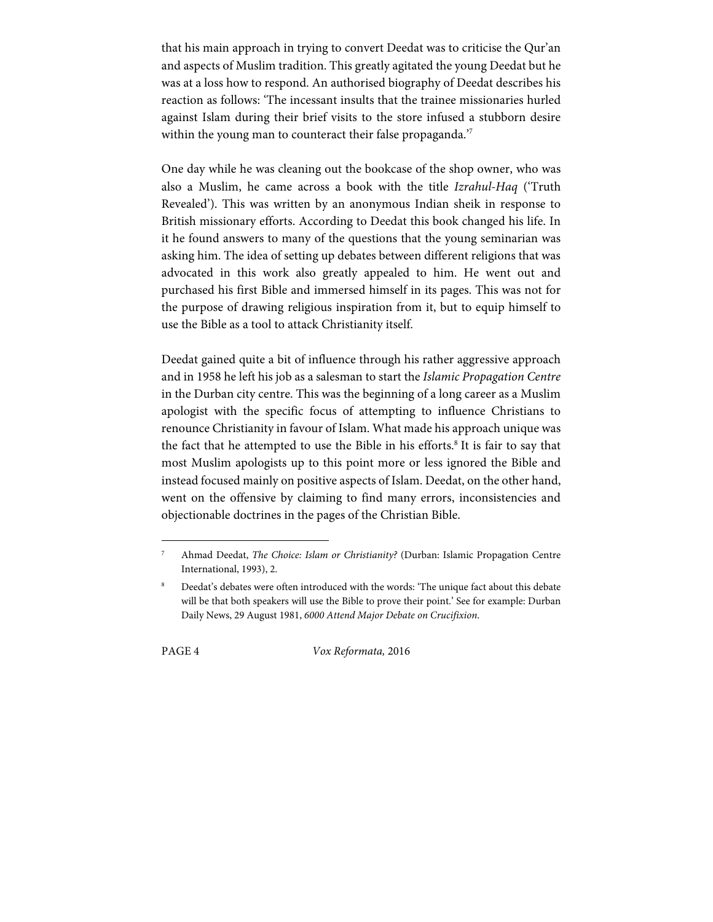that his main approach in trying to convert Deedat was to criticise the Qur'an and aspects of Muslim tradition. This greatly agitated the young Deedat but he was at a loss how to respond. An authorised biography of Deedat describes his reaction as follows: 'The incessant insults that the trainee missionaries hurled against Islam during their brief visits to the store infused a stubborn desire within the young man to counteract their false propaganda.'[7]

One day while he was cleaning out the bookcase of the shop owner, who was also a Muslim, he came across a book with the title *Izrahul-Haq* ('Truth Revealed'). This was written by an anonymous Indian sheik in response to British missionary efforts. According to Deedat this book changed his life. In it he found answers to many of the questions that the young seminarian was asking him. The idea of setting up debates between different religions that was advocated in this work also greatly appealed to him. He went out and purchased his first Bible and immersed himself in its pages. This was not for the purpose of drawing religious inspiration from it, but to equip himself to use the Bible as a tool to attack Christianity itself.

Deedat gained quite a bit of influence through his rather aggressive approach and in 1958 he left his job as a salesman to start the *Islamic Propagation Centre* in the Durban city centre. This was the beginning of a long career as a Muslim apologist with the specific focus of attempting to influence Christians to renounce Christianity in favour of Islam. What made his approach unique was the fact that he attempted to use the Bible in his efforts.[8] It is fair to say that most Muslim apologists up to this point more or less ignored the Bible and instead focused mainly on positive aspects of Islam. Deedat, on the other hand, went on the offensive by claiming to find many errors, inconsistencies and objectionable doctrines in the pages of the Christian Bible.

---

[7] Ahmad Deedat, *The Choice: Islam or Christianity?* (Durban: Islamic Propagation Centre International, 1993), 2.

[8] Deedat's debates were often introduced with the words: 'The unique fact about this debate will be that both speakers will use the Bible to prove their point.' See for example: Durban Daily News, 29 August 1981, *6000 Attend Major Debate on Crucifixion*.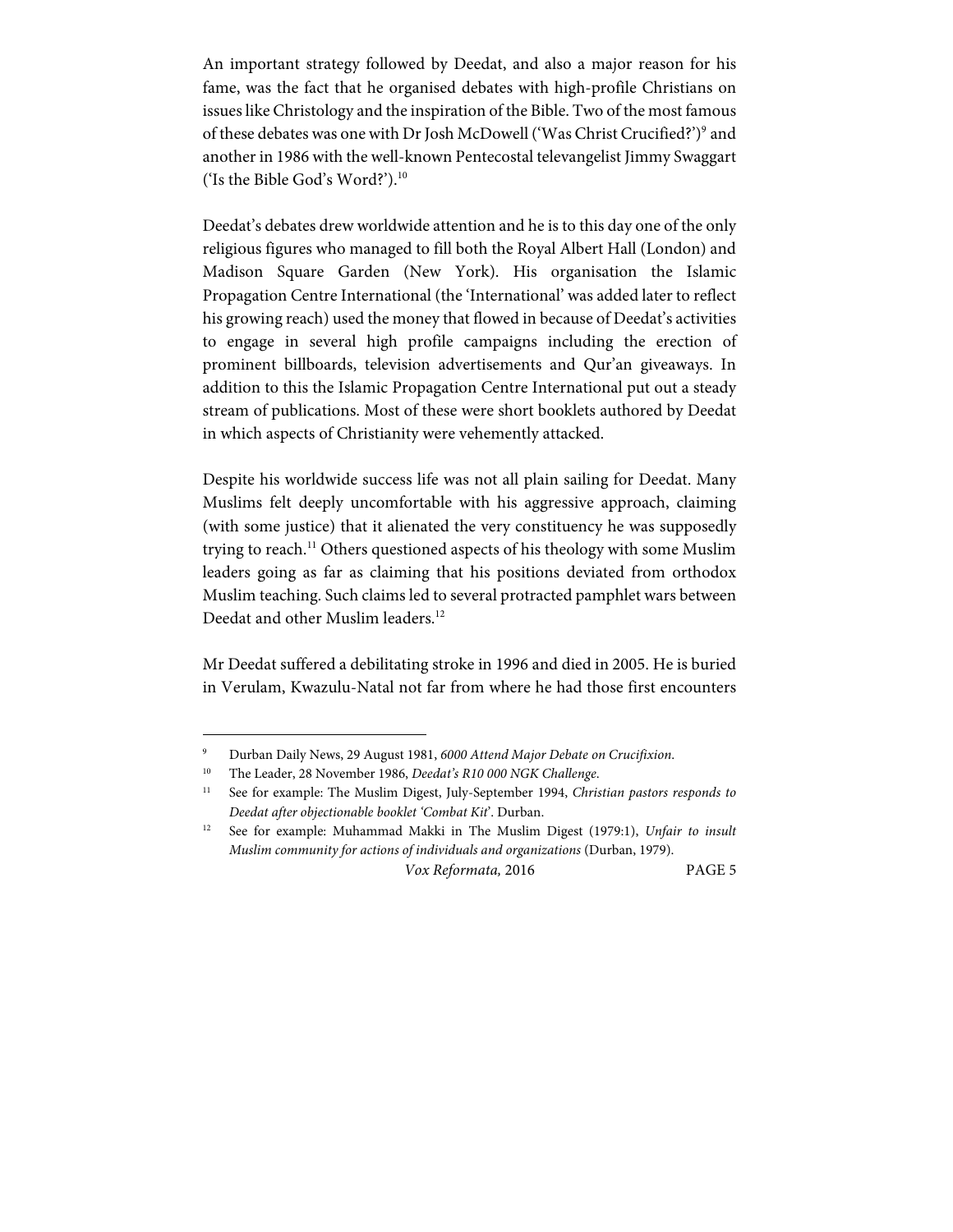An important strategy followed by Deedat, and also a major reason for his fame, was the fact that he organised debates with high-profile Christians on issues like Christology and the inspiration of the Bible. Two of the most famous of these debates was one with Dr Josh McDowell ('Was Christ Crucified?')[9] and another in 1986 with the well-known Pentecostal televangelist Jimmy Swaggart ('Is the Bible God's Word?').[10]

Deedat's debates drew worldwide attention and he is to this day one of the only religious figures who managed to fill both the Royal Albert Hall (London) and Madison Square Garden (New York). His organisation the Islamic Propagation Centre International (the 'International' was added later to reflect his growing reach) used the money that flowed in because of Deedat's activities to engage in several high profile campaigns including the erection of prominent billboards, television advertisements and Qur'an giveaways. In addition to this the Islamic Propagation Centre International put out a steady stream of publications. Most of these were short booklets authored by Deedat in which aspects of Christianity were vehemently attacked.

Despite his worldwide success life was not all plain sailing for Deedat. Many Muslims felt deeply uncomfortable with his aggressive approach, claiming (with some justice) that it alienated the very constituency he was supposedly trying to reach.[11] Others questioned aspects of his theology with some Muslim leaders going as far as claiming that his positions deviated from orthodox Muslim teaching. Such claims led to several protracted pamphlet wars between Deedat and other Muslim leaders.[12]

Mr Deedat suffered a debilitating stroke in 1996 and died in 2005. He is buried in Verulam, Kwazulu-Natal not far from where he had those first encounters

---

[9] Durban Daily News, 29 August 1981, *6000 Attend Major Debate on Crucifixion*.

[10] The Leader, 28 November 1986, *Deedat's R10 000 NGK Challenge*.

[11] See for example: The Muslim Digest, July-September 1994, *Christian pastors responds to Deedat after objectionable booklet 'Combat Kit'*. Durban.

[12] See for example: Muhammad Makki in The Muslim Digest (1979:1), *Unfair to insult Muslim community for actions of individuals and organizations* (Durban, 1979).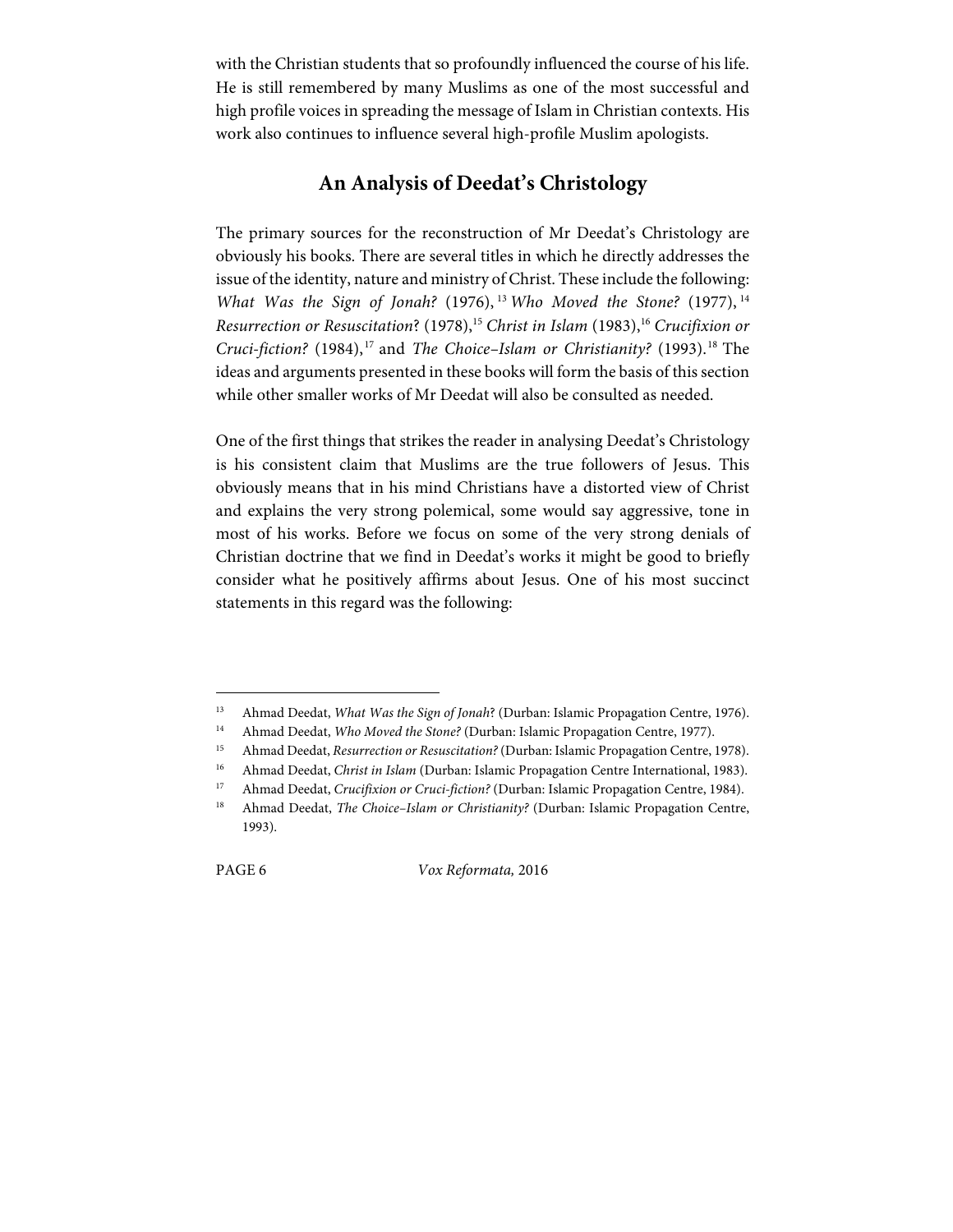with the Christian students that so profoundly influenced the course of his life. He is still remembered by many Muslims as one of the most successful and high profile voices in spreading the message of Islam in Christian contexts. His work also continues to influence several high-profile Muslim apologists.

## An Analysis of Deedat's Christology

The primary sources for the reconstruction of Mr Deedat's Christology are obviously his books. There are several titles in which he directly addresses the issue of the identity, nature and ministry of Christ. These include the following: *What Was the Sign of Jonah?* (1976),[13] *Who Moved the Stone?* (1977),[14] *Resurrection or Resuscitation*? (1978),[15] *Christ in Islam* (1983),[16] *Crucifixion or Cruci-fiction?* (1984),[17] and *The Choice–Islam or Christianity?* (1993).[18] The ideas and arguments presented in these books will form the basis of this section while other smaller works of Mr Deedat will also be consulted as needed.

One of the first things that strikes the reader in analysing Deedat's Christology is his consistent claim that Muslims are the true followers of Jesus. This obviously means that in his mind Christians have a distorted view of Christ and explains the very strong polemical, some would say aggressive, tone in most of his works. Before we focus on some of the very strong denials of Christian doctrine that we find in Deedat's works it might be good to briefly consider what he positively affirms about Jesus. One of his most succinct statements in this regard was the following:

---

[13] Ahmad Deedat, *What Was the Sign of Jonah*? (Durban: Islamic Propagation Centre, 1976).

[14] Ahmad Deedat, *Who Moved the Stone?* (Durban: Islamic Propagation Centre, 1977).

[15] Ahmad Deedat, *Resurrection or Resuscitation?* (Durban: Islamic Propagation Centre, 1978).

[16] Ahmad Deedat, *Christ in Islam* (Durban: Islamic Propagation Centre International, 1983).

[17] Ahmad Deedat, *Crucifixion or Cruci-fiction?* (Durban: Islamic Propagation Centre, 1984).

[18] Ahmad Deedat, *The Choice–Islam or Christianity?* (Durban: Islamic Propagation Centre, 1993).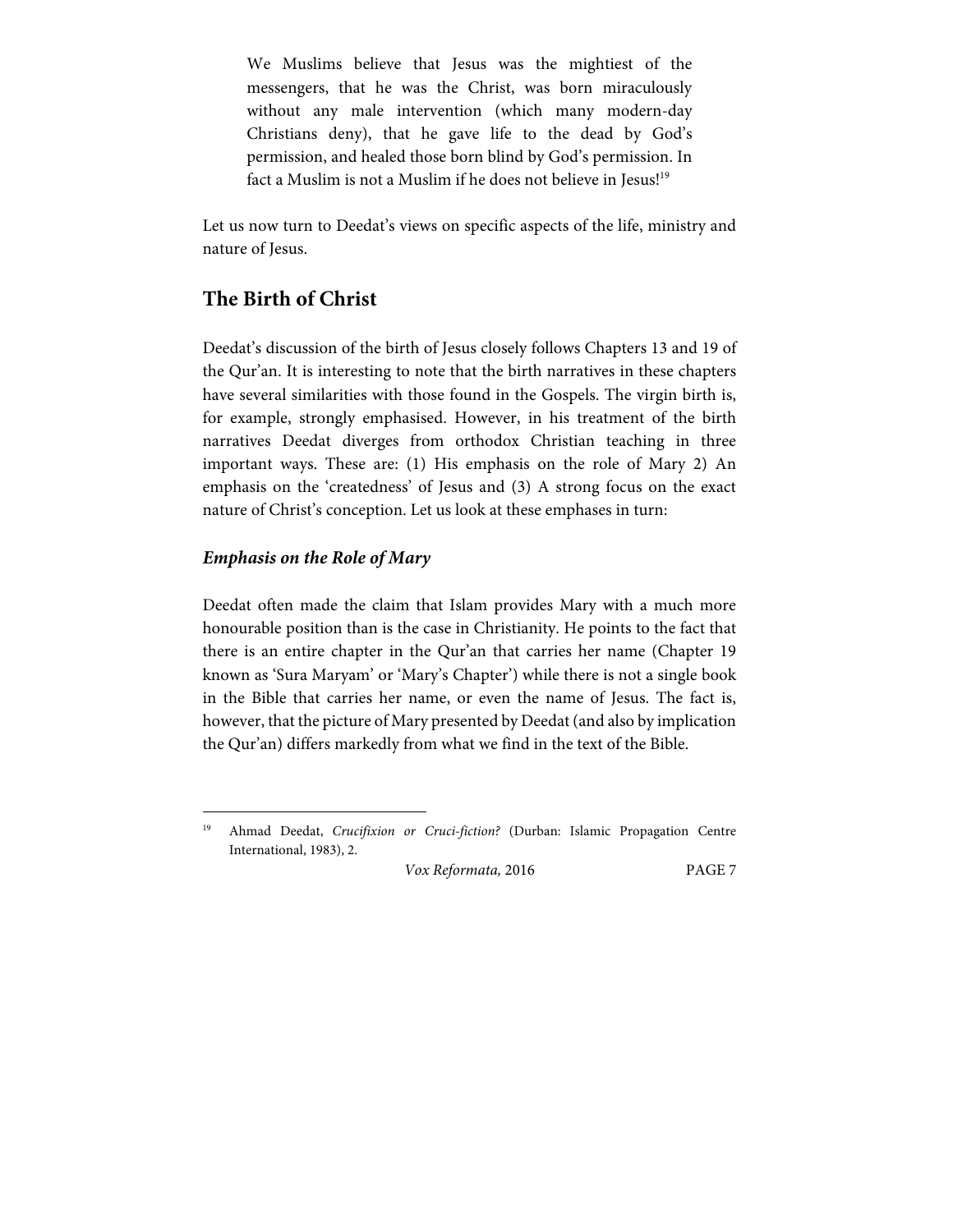> We Muslims believe that Jesus was the mightiest of the messengers, that he was the Christ, was born miraculously without any male intervention (which many modern-day Christians deny), that he gave life to the dead by God's permission, and healed those born blind by God's permission. In fact a Muslim is not a Muslim if he does not believe in Jesus![19]

Let us now turn to Deedat's views on specific aspects of the life, ministry and nature of Jesus.

## The Birth of Christ

Deedat's discussion of the birth of Jesus closely follows Chapters 13 and 19 of the Qur'an. It is interesting to note that the birth narratives in these chapters have several similarities with those found in the Gospels. The virgin birth is, for example, strongly emphasised. However, in his treatment of the birth narratives Deedat diverges from orthodox Christian teaching in three important ways. These are: (1) His emphasis on the role of Mary 2) An emphasis on the 'createdness' of Jesus and (3) A strong focus on the exact nature of Christ's conception. Let us look at these emphases in turn:

### *Emphasis on the Role of Mary*

Deedat often made the claim that Islam provides Mary with a much more honourable position than is the case in Christianity. He points to the fact that there is an entire chapter in the Qur'an that carries her name (Chapter 19 known as 'Sura Maryam' or 'Mary's Chapter') while there is not a single book in the Bible that carries her name, or even the name of Jesus. The fact is, however, that the picture of Mary presented by Deedat (and also by implication the Qur'an) differs markedly from what we find in the text of the Bible.

---

[19] Ahmad Deedat, *Crucifixion or Cruci-fiction?* (Durban: Islamic Propagation Centre International, 1983), 2.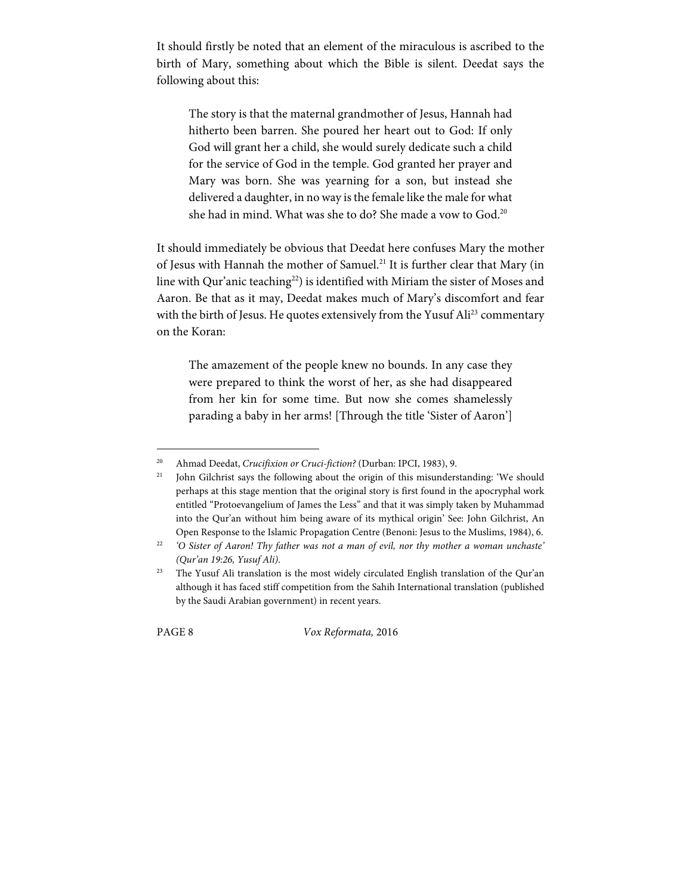It should firstly be noted that an element of the miraculous is ascribed to the birth of Mary, something about which the Bible is silent. Deedat says the following about this:

> The story is that the maternal grandmother of Jesus, Hannah had hitherto been barren. She poured her heart out to God: If only God will grant her a child, she would surely dedicate such a child for the service of God in the temple. God granted her prayer and Mary was born. She was yearning for a son, but instead she delivered a daughter, in no way is the female like the male for what she had in mind. What was she to do? She made a vow to God.[20]

It should immediately be obvious that Deedat here confuses Mary the mother of Jesus with Hannah the mother of Samuel.[21] It is further clear that Mary (in line with Qur'anic teaching[22]) is identified with Miriam the sister of Moses and Aaron. Be that as it may, Deedat makes much of Mary's discomfort and fear with the birth of Jesus. He quotes extensively from the Yusuf Ali[23] commentary on the Koran:

> The amazement of the people knew no bounds. In any case they were prepared to think the worst of her, as she had disappeared from her kin for some time. But now she comes shamelessly parading a baby in her arms! [Through the title 'Sister of Aaron']

---

[20] Ahmad Deedat, *Crucifixion or Cruci-fiction?* (Durban: IPCI, 1983), 9.

[21] John Gilchrist says the following about the origin of this misunderstanding: 'We should perhaps at this stage mention that the original story is first found in the apocryphal work entitled "Protoevangelium of James the Less" and that it was simply taken by Muhammad into the Qur'an without him being aware of its mythical origin' See: John Gilchrist, An Open Response to the Islamic Propagation Centre (Benoni: Jesus to the Muslims, 1984), 6.

[22] *'O Sister of Aaron! Thy father was not a man of evil, nor thy mother a woman unchaste' (Qur'an 19:26, Yusuf Ali).*

[23] The Yusuf Ali translation is the most widely circulated English translation of the Qur'an although it has faced stiff competition from the Sahih International translation (published by the Saudi Arabian government) in recent years.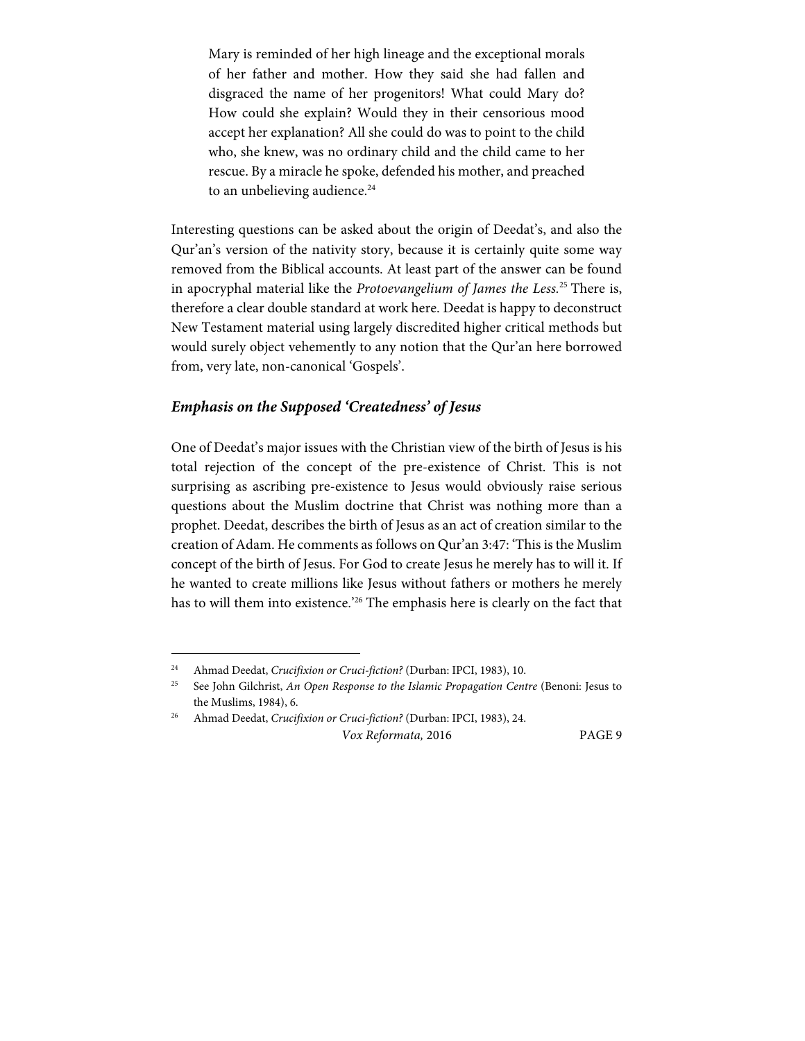> Mary is reminded of her high lineage and the exceptional morals of her father and mother. How they said she had fallen and disgraced the name of her progenitors! What could Mary do? How could she explain? Would they in their censorious mood accept her explanation? All she could do was to point to the child who, she knew, was no ordinary child and the child came to her rescue. By a miracle he spoke, defended his mother, and preached to an unbelieving audience.[24]

Interesting questions can be asked about the origin of Deedat's, and also the Qur'an's version of the nativity story, because it is certainly quite some way removed from the Biblical accounts. At least part of the answer can be found in apocryphal material like the *Protoevangelium of James the Less.*[25] There is, therefore a clear double standard at work here. Deedat is happy to deconstruct New Testament material using largely discredited higher critical methods but would surely object vehemently to any notion that the Qur'an here borrowed from, very late, non-canonical 'Gospels'.

### *Emphasis on the Supposed 'Createdness' of Jesus*

One of Deedat's major issues with the Christian view of the birth of Jesus is his total rejection of the concept of the pre-existence of Christ. This is not surprising as ascribing pre-existence to Jesus would obviously raise serious questions about the Muslim doctrine that Christ was nothing more than a prophet. Deedat, describes the birth of Jesus as an act of creation similar to the creation of Adam. He comments as follows on Qur'an 3:47: 'This is the Muslim concept of the birth of Jesus. For God to create Jesus he merely has to will it. If he wanted to create millions like Jesus without fathers or mothers he merely has to will them into existence.'[26] The emphasis here is clearly on the fact that

---

[24] Ahmad Deedat, *Crucifixion or Cruci-fiction?* (Durban: IPCI, 1983), 10.

[25] See John Gilchrist, *An Open Response to the Islamic Propagation Centre* (Benoni: Jesus to the Muslims, 1984), 6.

[26] Ahmad Deedat, *Crucifixion or Cruci-fiction?* (Durban: IPCI, 1983), 24.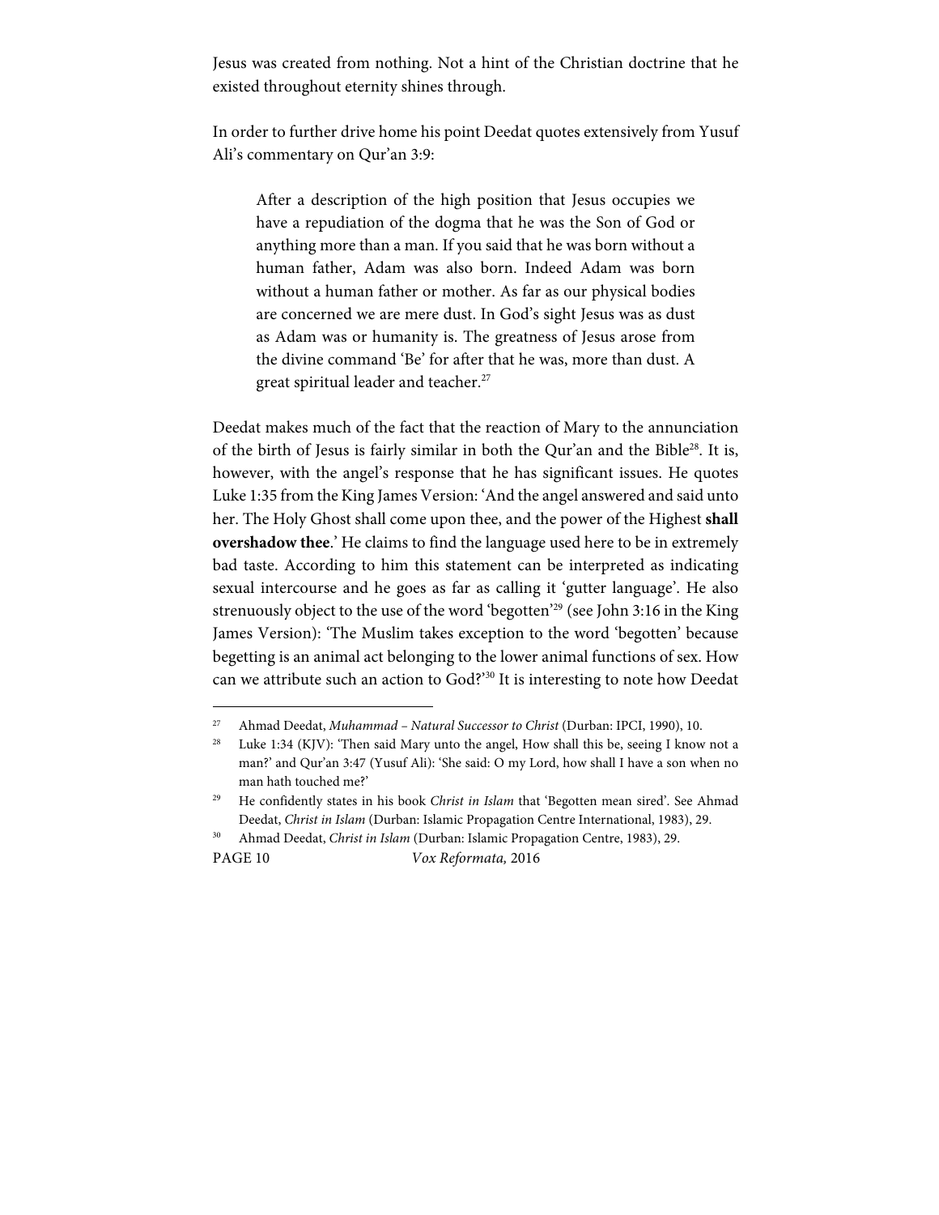Jesus was created from nothing. Not a hint of the Christian doctrine that he existed throughout eternity shines through.

In order to further drive home his point Deedat quotes extensively from Yusuf Ali's commentary on Qur'an 3:9:

> After a description of the high position that Jesus occupies we have a repudiation of the dogma that he was the Son of God or anything more than a man. If you said that he was born without a human father, Adam was also born. Indeed Adam was born without a human father or mother. As far as our physical bodies are concerned we are mere dust. In God's sight Jesus was as dust as Adam was or humanity is. The greatness of Jesus arose from the divine command 'Be' for after that he was, more than dust. A great spiritual leader and teacher.[27]

Deedat makes much of the fact that the reaction of Mary to the annunciation of the birth of Jesus is fairly similar in both the Qur'an and the Bible[28]. It is, however, with the angel's response that he has significant issues. He quotes Luke 1:35 from the King James Version: 'And the angel answered and said unto her. The Holy Ghost shall come upon thee, and the power of the Highest **shall overshadow thee**.' He claims to find the language used here to be in extremely bad taste. According to him this statement can be interpreted as indicating sexual intercourse and he goes as far as calling it 'gutter language'. He also strenuously object to the use of the word 'begotten'[29] (see John 3:16 in the King James Version): 'The Muslim takes exception to the word 'begotten' because begetting is an animal act belonging to the lower animal functions of sex. How can we attribute such an action to God?'[30] It is interesting to note how Deedat

---

[27] Ahmad Deedat, *Muhammad – Natural Successor to Christ* (Durban: IPCI, 1990), 10.

[28] Luke 1:34 (KJV): 'Then said Mary unto the angel, How shall this be, seeing I know not a man?' and Qur'an 3:47 (Yusuf Ali): 'She said: O my Lord, how shall I have a son when no man hath touched me?'

[29] He confidently states in his book *Christ in Islam* that 'Begotten mean sired'. See Ahmad Deedat, *Christ in Islam* (Durban: Islamic Propagation Centre International, 1983), 29.

[30] Ahmad Deedat, *Christ in Islam* (Durban: Islamic Propagation Centre, 1983), 29.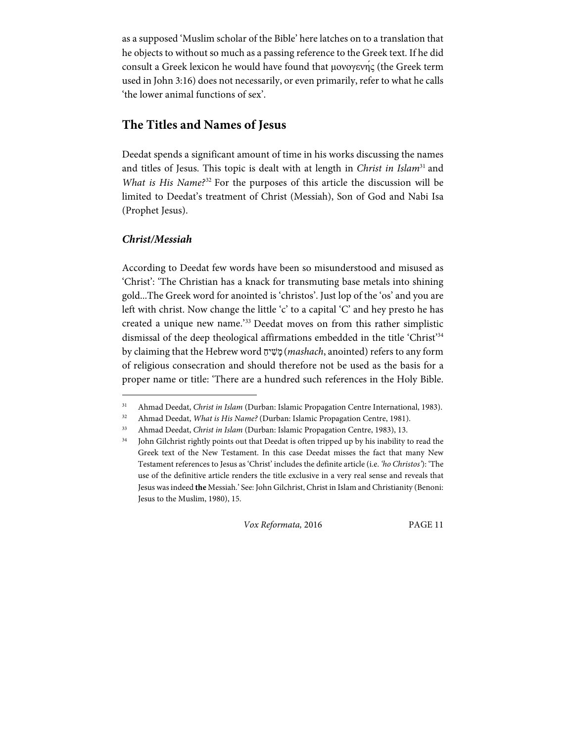as a supposed 'Muslim scholar of the Bible' here latches on to a translation that he objects to without so much as a passing reference to the Greek text. If he did consult a Greek lexicon he would have found that μονογενής (the Greek term used in John 3:16) does not necessarily, or even primarily, refer to what he calls 'the lower animal functions of sex'.

## The Titles and Names of Jesus

Deedat spends a significant amount of time in his works discussing the names and titles of Jesus. This topic is dealt with at length in *Christ in Islam*[31] and *What is His Name?*[32] For the purposes of this article the discussion will be limited to Deedat's treatment of Christ (Messiah), Son of God and Nabi Isa (Prophet Jesus).

### *Christ/Messiah*

According to Deedat few words have been so misunderstood and misused as 'Christ': 'The Christian has a knack for transmuting base metals into shining gold...The Greek word for anointed is 'christos'. Just lop of the 'os' and you are left with christ. Now change the little 'c' to a capital 'C' and hey presto he has created a unique new name.'[33] Deedat moves on from this rather simplistic dismissal of the deep theological affirmations embedded in the title 'Christ'[34] by claiming that the Hebrew word מָשִׁיחַ (*mashach*, anointed) refers to any form of religious consecration and should therefore not be used as the basis for a proper name or title: 'There are a hundred such references in the Holy Bible.

---

[31] Ahmad Deedat, *Christ in Islam* (Durban: Islamic Propagation Centre International, 1983).

[32] Ahmad Deedat, *What is His Name?* (Durban: Islamic Propagation Centre, 1981).

[33] Ahmad Deedat, *Christ in Islam* (Durban: Islamic Propagation Centre, 1983), 13.

[34] John Gilchrist rightly points out that Deedat is often tripped up by his inability to read the Greek text of the New Testament. In this case Deedat misses the fact that many New Testament references to Jesus as 'Christ' includes the definite article (i.e. *'ho Christos'*): 'The use of the definitive article renders the title exclusive in a very real sense and reveals that Jesus was indeed **the** Messiah.' See: John Gilchrist, Christ in Islam and Christianity (Benoni: Jesus to the Muslim, 1980), 15.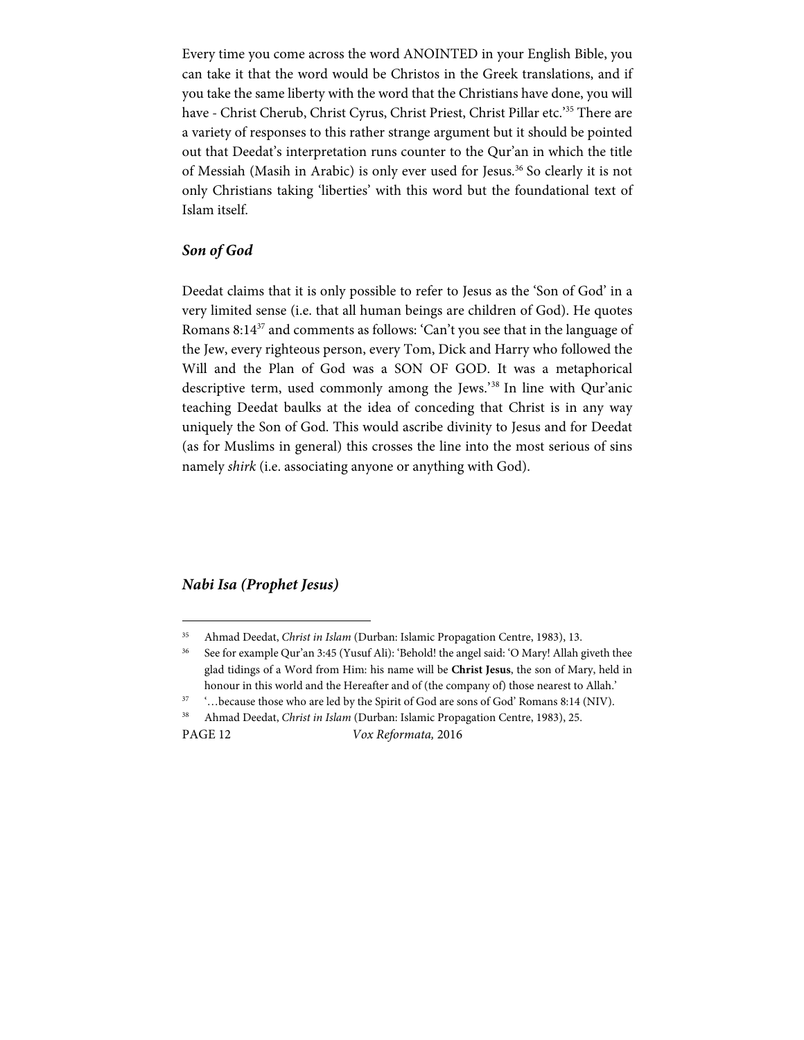Every time you come across the word ANOINTED in your English Bible, you can take it that the word would be Christos in the Greek translations, and if you take the same liberty with the word that the Christians have done, you will have - Christ Cherub, Christ Cyrus, Christ Priest, Christ Pillar etc.'[35] There are a variety of responses to this rather strange argument but it should be pointed out that Deedat's interpretation runs counter to the Qur'an in which the title of Messiah (Masih in Arabic) is only ever used for Jesus.[36] So clearly it is not only Christians taking 'liberties' with this word but the foundational text of Islam itself.

### *Son of God*

Deedat claims that it is only possible to refer to Jesus as the 'Son of God' in a very limited sense (i.e. that all human beings are children of God). He quotes Romans 8:14[37] and comments as follows: 'Can't you see that in the language of the Jew, every righteous person, every Tom, Dick and Harry who followed the Will and the Plan of God was a SON OF GOD. It was a metaphorical descriptive term, used commonly among the Jews.'[38] In line with Qur'anic teaching Deedat baulks at the idea of conceding that Christ is in any way uniquely the Son of God. This would ascribe divinity to Jesus and for Deedat (as for Muslims in general) this crosses the line into the most serious of sins namely *shirk* (i.e. associating anyone or anything with God).

### *Nabi Isa (Prophet Jesus)*

---

[35] Ahmad Deedat, *Christ in Islam* (Durban: Islamic Propagation Centre, 1983), 13.

[36] See for example Qur'an 3:45 (Yusuf Ali): 'Behold! the angel said: 'O Mary! Allah giveth thee glad tidings of a Word from Him: his name will be **Christ Jesus**, the son of Mary, held in honour in this world and the Hereafter and of (the company of) those nearest to Allah.'

[37] '…because those who are led by the Spirit of God are sons of God' Romans 8:14 (NIV).

[38] Ahmad Deedat, *Christ in Islam* (Durban: Islamic Propagation Centre, 1983), 25.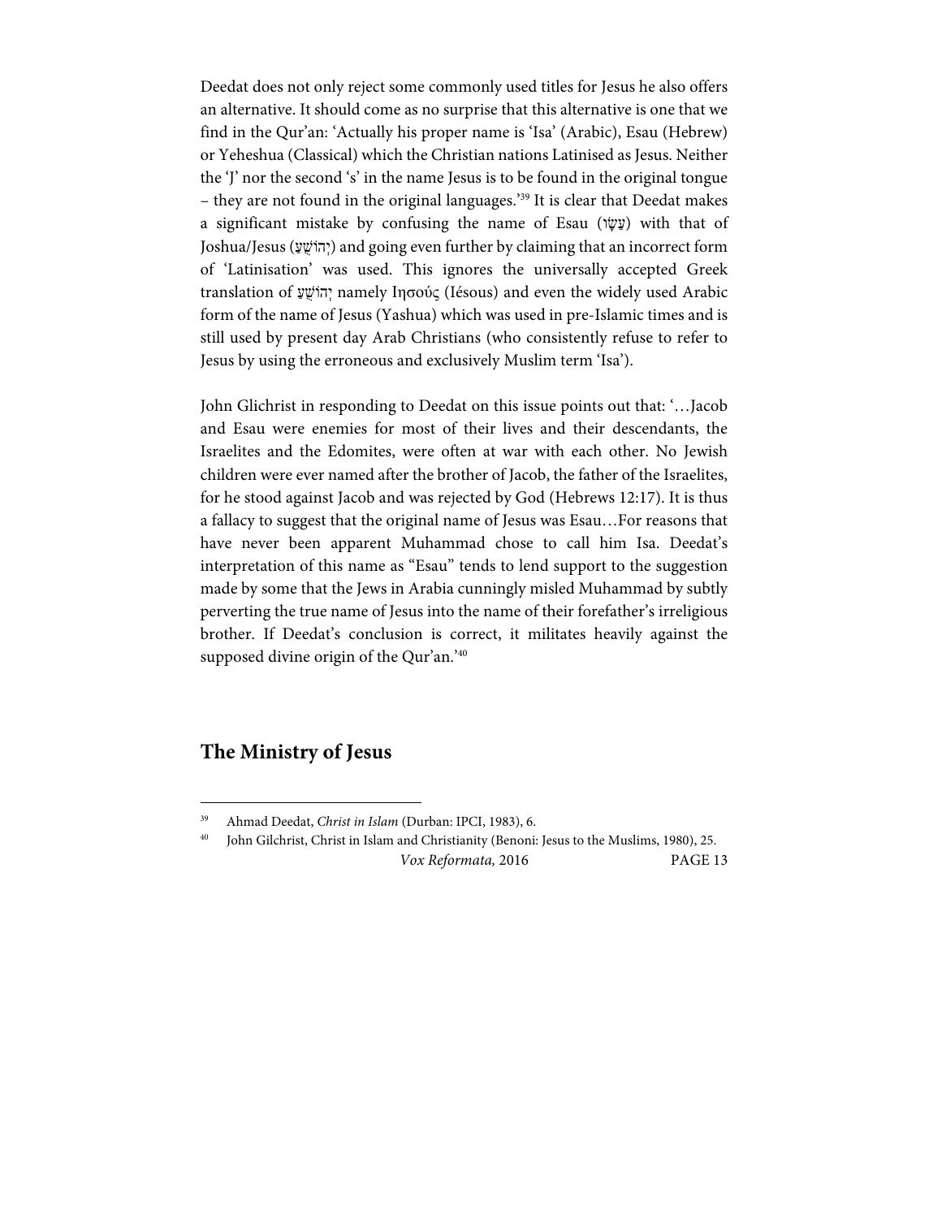Deedat does not only reject some commonly used titles for Jesus he also offers an alternative. It should come as no surprise that this alternative is one that we find in the Qur'an: 'Actually his proper name is 'Isa' (Arabic), Esau (Hebrew) or Yeheshua (Classical) which the Christian nations Latinised as Jesus. Neither the 'J' nor the second 's' in the name Jesus is to be found in the original tongue – they are not found in the original languages.'[39] It is clear that Deedat makes a significant mistake by confusing the name of Esau (עֵשָׂו) with that of Joshua/Jesus (יְהוֹשֻׁעַ) and going even further by claiming that an incorrect form of 'Latinisation' was used. This ignores the universally accepted Greek translation of יְהוֹשֻׁעַ namely Ιησούς (Iésous) and even the widely used Arabic form of the name of Jesus (Yashua) which was used in pre-Islamic times and is still used by present day Arab Christians (who consistently refuse to refer to Jesus by using the erroneous and exclusively Muslim term 'Isa').

John Glichrist in responding to Deedat on this issue points out that: '…Jacob and Esau were enemies for most of their lives and their descendants, the Israelites and the Edomites, were often at war with each other. No Jewish children were ever named after the brother of Jacob, the father of the Israelites, for he stood against Jacob and was rejected by God (Hebrews 12:17). It is thus a fallacy to suggest that the original name of Jesus was Esau…For reasons that have never been apparent Muhammad chose to call him Isa. Deedat's interpretation of this name as "Esau" tends to lend support to the suggestion made by some that the Jews in Arabia cunningly misled Muhammad by subtly perverting the true name of Jesus into the name of their forefather's irreligious brother. If Deedat's conclusion is correct, it militates heavily against the supposed divine origin of the Qur'an.'[40]

## The Ministry of Jesus

---

[39] Ahmad Deedat, *Christ in Islam* (Durban: IPCI, 1983), 6.

[40] John Gilchrist, Christ in Islam and Christianity (Benoni: Jesus to the Muslims, 1980), 25.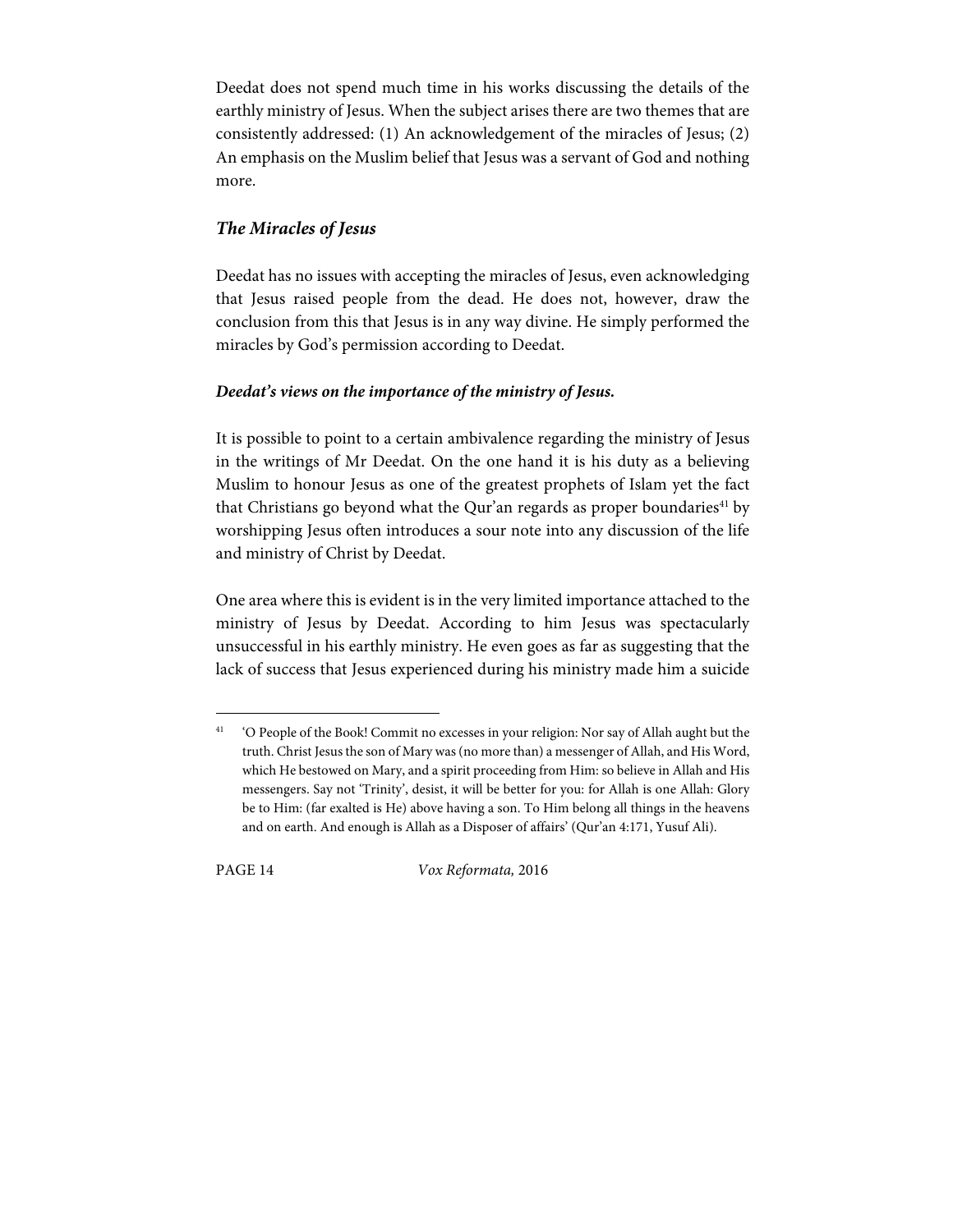Deedat does not spend much time in his works discussing the details of the earthly ministry of Jesus. When the subject arises there are two themes that are consistently addressed: (1) An acknowledgement of the miracles of Jesus; (2) An emphasis on the Muslim belief that Jesus was a servant of God and nothing more.

### *The Miracles of Jesus*

Deedat has no issues with accepting the miracles of Jesus, even acknowledging that Jesus raised people from the dead. He does not, however, draw the conclusion from this that Jesus is in any way divine. He simply performed the miracles by God's permission according to Deedat.

#### *Deedat's views on the importance of the ministry of Jesus.*

It is possible to point to a certain ambivalence regarding the ministry of Jesus in the writings of Mr Deedat. On the one hand it is his duty as a believing Muslim to honour Jesus as one of the greatest prophets of Islam yet the fact that Christians go beyond what the Qur'an regards as proper boundaries[41] by worshipping Jesus often introduces a sour note into any discussion of the life and ministry of Christ by Deedat.

One area where this is evident is in the very limited importance attached to the ministry of Jesus by Deedat. According to him Jesus was spectacularly unsuccessful in his earthly ministry. He even goes as far as suggesting that the lack of success that Jesus experienced during his ministry made him a suicide

---

[41] 'O People of the Book! Commit no excesses in your religion: Nor say of Allah aught but the truth. Christ Jesus the son of Mary was (no more than) a messenger of Allah, and His Word, which He bestowed on Mary, and a spirit proceeding from Him: so believe in Allah and His messengers. Say not 'Trinity', desist, it will be better for you: for Allah is one Allah: Glory be to Him: (far exalted is He) above having a son. To Him belong all things in the heavens and on earth. And enough is Allah as a Disposer of affairs' (Qur'an 4:171, Yusuf Ali).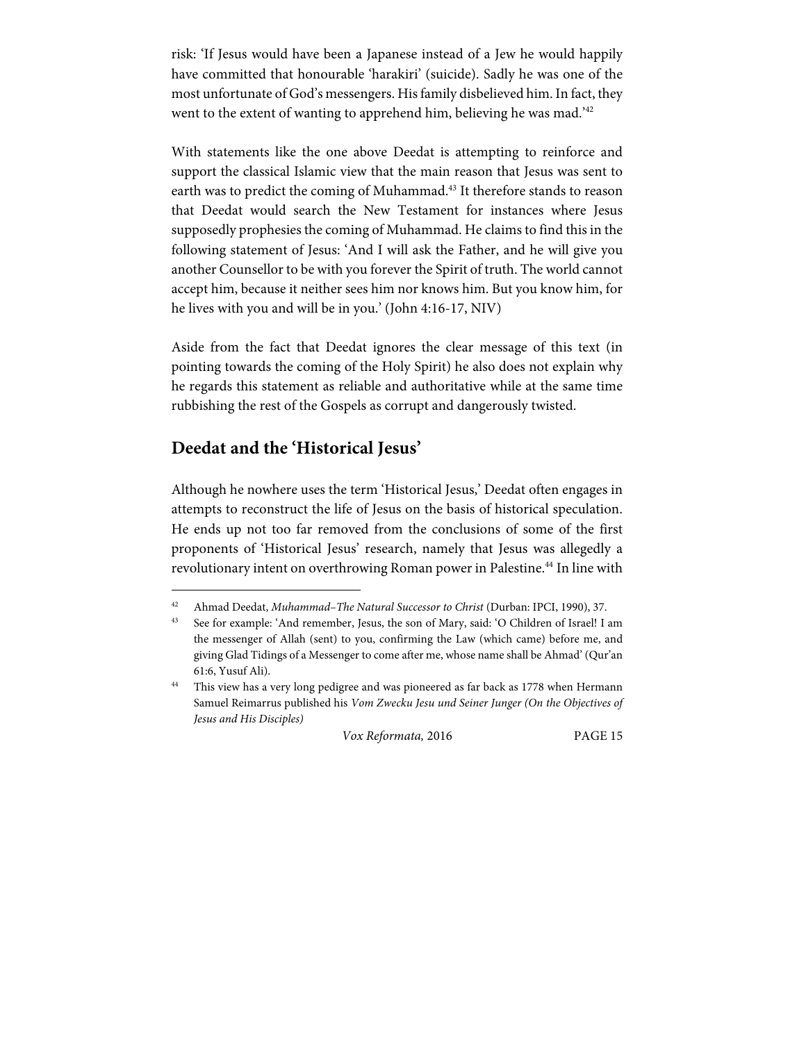risk: 'If Jesus would have been a Japanese instead of a Jew he would happily have committed that honourable 'harakiri' (suicide). Sadly he was one of the most unfortunate of God's messengers. His family disbelieved him. In fact, they went to the extent of wanting to apprehend him, believing he was mad.'[42]

With statements like the one above Deedat is attempting to reinforce and support the classical Islamic view that the main reason that Jesus was sent to earth was to predict the coming of Muhammad.[43] It therefore stands to reason that Deedat would search the New Testament for instances where Jesus supposedly prophesies the coming of Muhammad. He claims to find this in the following statement of Jesus: 'And I will ask the Father, and he will give you another Counsellor to be with you forever the Spirit of truth. The world cannot accept him, because it neither sees him nor knows him. But you know him, for he lives with you and will be in you.' (John 4:16-17, NIV)

Aside from the fact that Deedat ignores the clear message of this text (in pointing towards the coming of the Holy Spirit) he also does not explain why he regards this statement as reliable and authoritative while at the same time rubbishing the rest of the Gospels as corrupt and dangerously twisted.

## Deedat and the 'Historical Jesus'

Although he nowhere uses the term 'Historical Jesus,' Deedat often engages in attempts to reconstruct the life of Jesus on the basis of historical speculation. He ends up not too far removed from the conclusions of some of the first proponents of 'Historical Jesus' research, namely that Jesus was allegedly a revolutionary intent on overthrowing Roman power in Palestine.[44] In line with

---

[42] Ahmad Deedat, *Muhammad–The Natural Successor to Christ* (Durban: IPCI, 1990), 37.

[43] See for example: 'And remember, Jesus, the son of Mary, said: 'O Children of Israel! I am the messenger of Allah (sent) to you, confirming the Law (which came) before me, and giving Glad Tidings of a Messenger to come after me, whose name shall be Ahmad' (Qur'an 61:6, Yusuf Ali).

[44] This view has a very long pedigree and was pioneered as far back as 1778 when Hermann Samuel Reimarrus published his *Vom Zwecku Jesu und Seiner Junger (On the Objectives of Jesus and His Disciples)*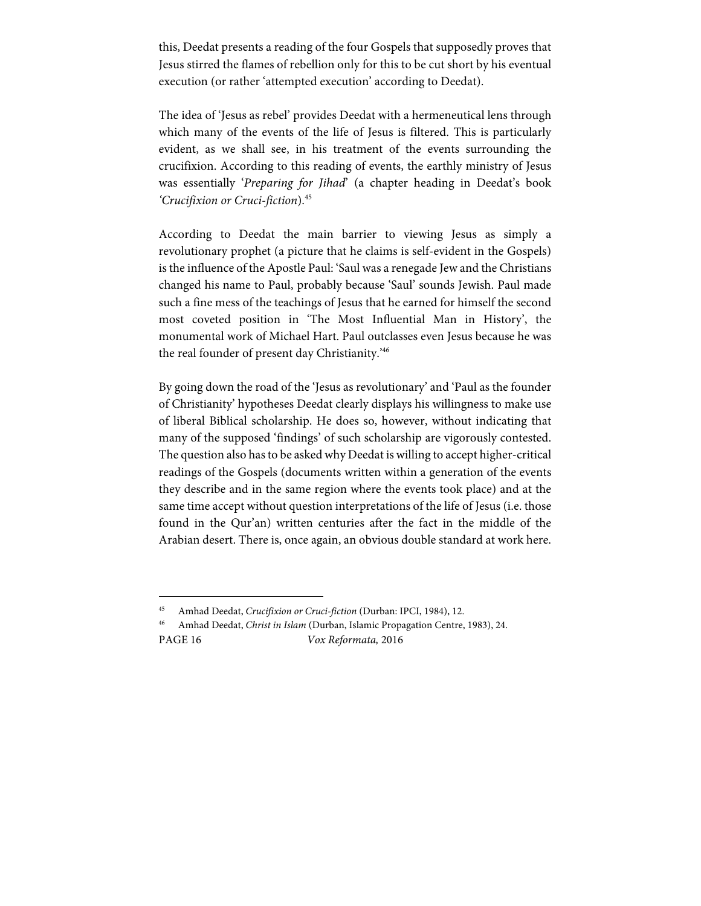this, Deedat presents a reading of the four Gospels that supposedly proves that Jesus stirred the flames of rebellion only for this to be cut short by his eventual execution (or rather 'attempted execution' according to Deedat).

The idea of 'Jesus as rebel' provides Deedat with a hermeneutical lens through which many of the events of the life of Jesus is filtered. This is particularly evident, as we shall see, in his treatment of the events surrounding the crucifixion. According to this reading of events, the earthly ministry of Jesus was essentially '*Preparing for Jihad*' (a chapter heading in Deedat's book *'Crucifixion or Cruci-fiction*).[45]

According to Deedat the main barrier to viewing Jesus as simply a revolutionary prophet (a picture that he claims is self-evident in the Gospels) is the influence of the Apostle Paul: 'Saul was a renegade Jew and the Christians changed his name to Paul, probably because 'Saul' sounds Jewish. Paul made such a fine mess of the teachings of Jesus that he earned for himself the second most coveted position in 'The Most Influential Man in History', the monumental work of Michael Hart. Paul outclasses even Jesus because he was the real founder of present day Christianity.'[46]

By going down the road of the 'Jesus as revolutionary' and 'Paul as the founder of Christianity' hypotheses Deedat clearly displays his willingness to make use of liberal Biblical scholarship. He does so, however, without indicating that many of the supposed 'findings' of such scholarship are vigorously contested. The question also has to be asked why Deedat is willing to accept higher-critical readings of the Gospels (documents written within a generation of the events they describe and in the same region where the events took place) and at the same time accept without question interpretations of the life of Jesus (i.e. those found in the Qur'an) written centuries after the fact in the middle of the Arabian desert. There is, once again, an obvious double standard at work here.

---

[45] Amhad Deedat, *Crucifixion or Cruci-fiction* (Durban: IPCI, 1984), 12.

[46] Amhad Deedat, *Christ in Islam* (Durban, Islamic Propagation Centre, 1983), 24.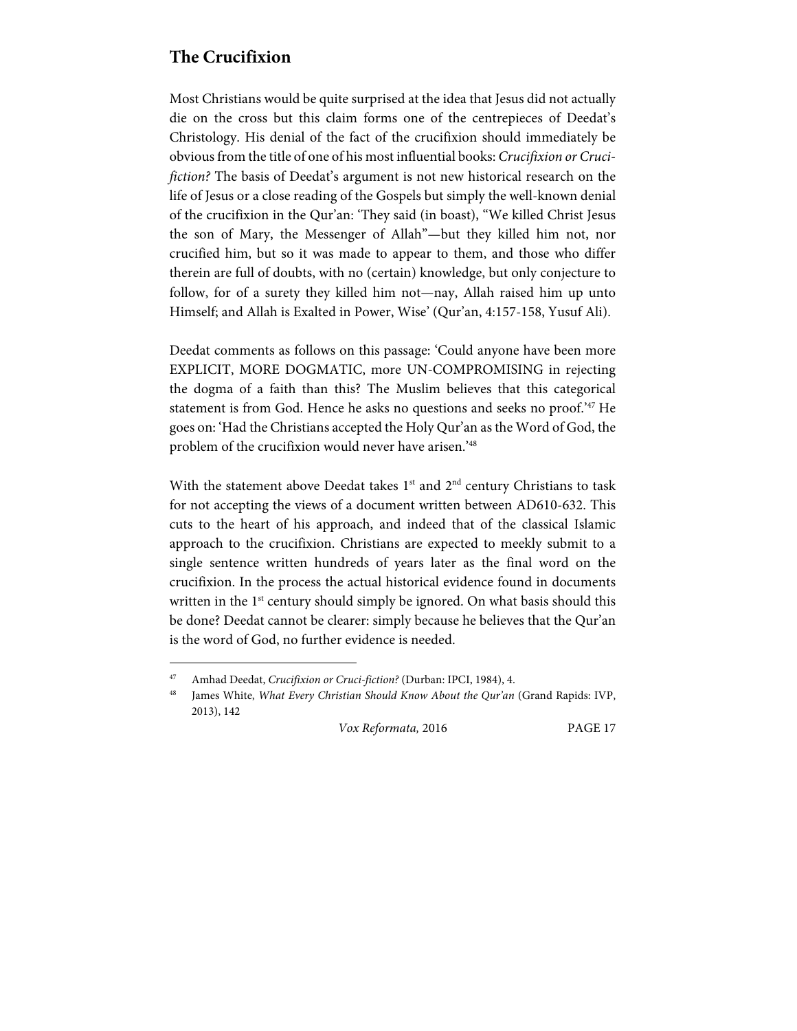## The Crucifixion

Most Christians would be quite surprised at the idea that Jesus did not actually die on the cross but this claim forms one of the centrepieces of Deedat's Christology. His denial of the fact of the crucifixion should immediately be obvious from the title of one of his most influential books: *Crucifixion or Cruci-fiction?* The basis of Deedat's argument is not new historical research on the life of Jesus or a close reading of the Gospels but simply the well-known denial of the crucifixion in the Qur'an: 'They said (in boast), "We killed Christ Jesus the son of Mary, the Messenger of Allah"—but they killed him not, nor crucified him, but so it was made to appear to them, and those who differ therein are full of doubts, with no (certain) knowledge, but only conjecture to follow, for of a surety they killed him not—nay, Allah raised him up unto Himself; and Allah is Exalted in Power, Wise' (Qur'an, 4:157-158, Yusuf Ali).

Deedat comments as follows on this passage: 'Could anyone have been more EXPLICIT, MORE DOGMATIC, more UN-COMPROMISING in rejecting the dogma of a faith than this? The Muslim believes that this categorical statement is from God. Hence he asks no questions and seeks no proof.'[47] He goes on: 'Had the Christians accepted the Holy Qur'an as the Word of God, the problem of the crucifixion would never have arisen.'[48]

With the statement above Deedat takes 1st and 2nd century Christians to task for not accepting the views of a document written between AD610-632. This cuts to the heart of his approach, and indeed that of the classical Islamic approach to the crucifixion. Christians are expected to meekly submit to a single sentence written hundreds of years later as the final word on the crucifixion. In the process the actual historical evidence found in documents written in the 1st century should simply be ignored. On what basis should this be done? Deedat cannot be clearer: simply because he believes that the Qur'an is the word of God, no further evidence is needed.

---

[47] Amhad Deedat, *Crucifixion or Cruci-fiction?* (Durban: IPCI, 1984), 4.

[48] James White, *What Every Christian Should Know About the Qur'an* (Grand Rapids: IVP, 2013), 142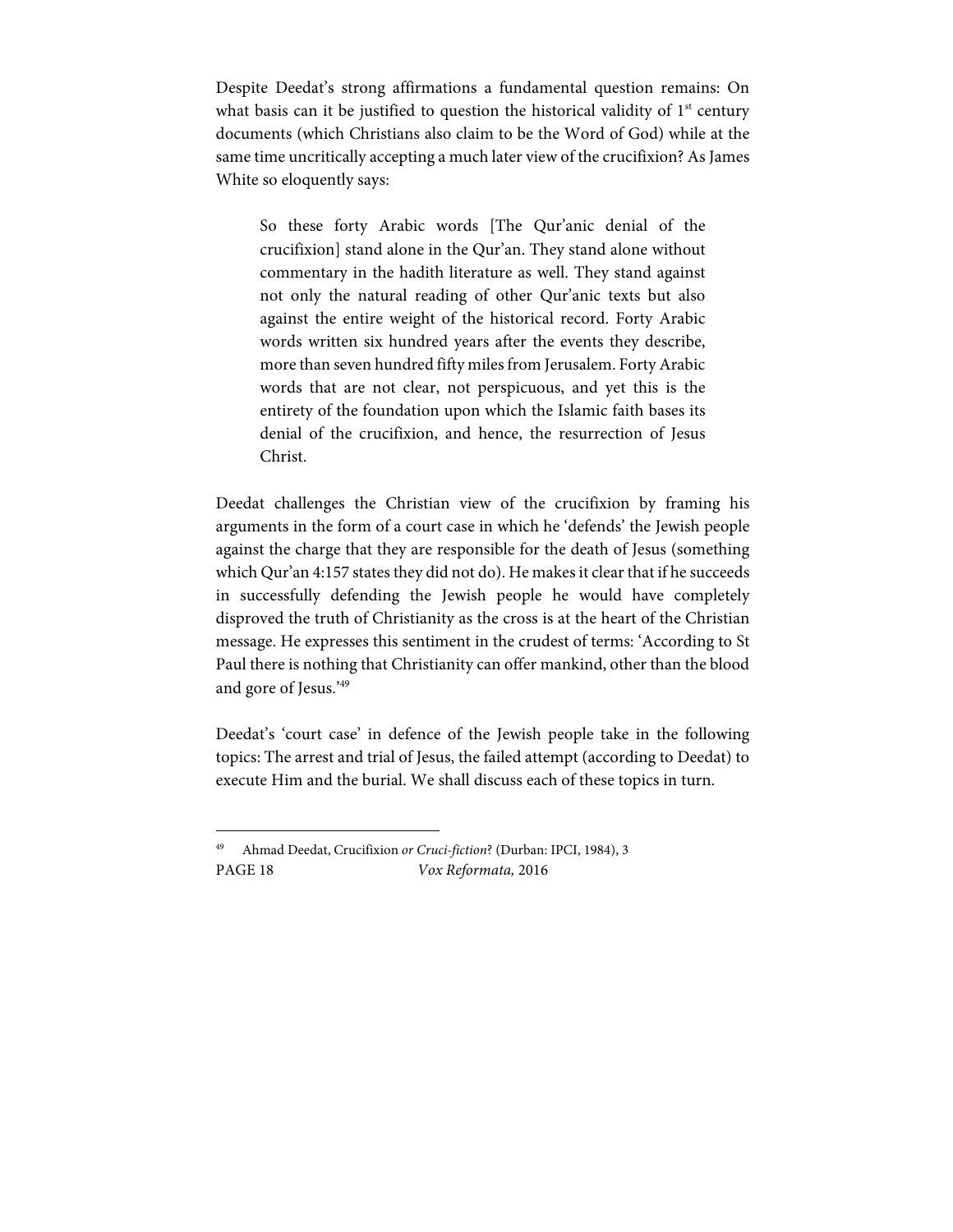Despite Deedat's strong affirmations a fundamental question remains: On what basis can it be justified to question the historical validity of 1st century documents (which Christians also claim to be the Word of God) while at the same time uncritically accepting a much later view of the crucifixion? As James White so eloquently says:

> So these forty Arabic words [The Qur'anic denial of the crucifixion] stand alone in the Qur'an. They stand alone without commentary in the hadith literature as well. They stand against not only the natural reading of other Qur'anic texts but also against the entire weight of the historical record. Forty Arabic words written six hundred years after the events they describe, more than seven hundred fifty miles from Jerusalem. Forty Arabic words that are not clear, not perspicuous, and yet this is the entirety of the foundation upon which the Islamic faith bases its denial of the crucifixion, and hence, the resurrection of Jesus Christ.

Deedat challenges the Christian view of the crucifixion by framing his arguments in the form of a court case in which he 'defends' the Jewish people against the charge that they are responsible for the death of Jesus (something which Qur'an 4:157 states they did not do). He makes it clear that if he succeeds in successfully defending the Jewish people he would have completely disproved the truth of Christianity as the cross is at the heart of the Christian message. He expresses this sentiment in the crudest of terms: 'According to St Paul there is nothing that Christianity can offer mankind, other than the blood and gore of Jesus.'[49]

Deedat's 'court case' in defence of the Jewish people take in the following topics: The arrest and trial of Jesus, the failed attempt (according to Deedat) to execute Him and the burial. We shall discuss each of these topics in turn.

---

[49] Ahmad Deedat, Crucifixion *or Cruci-fiction*? (Durban: IPCI, 1984), 3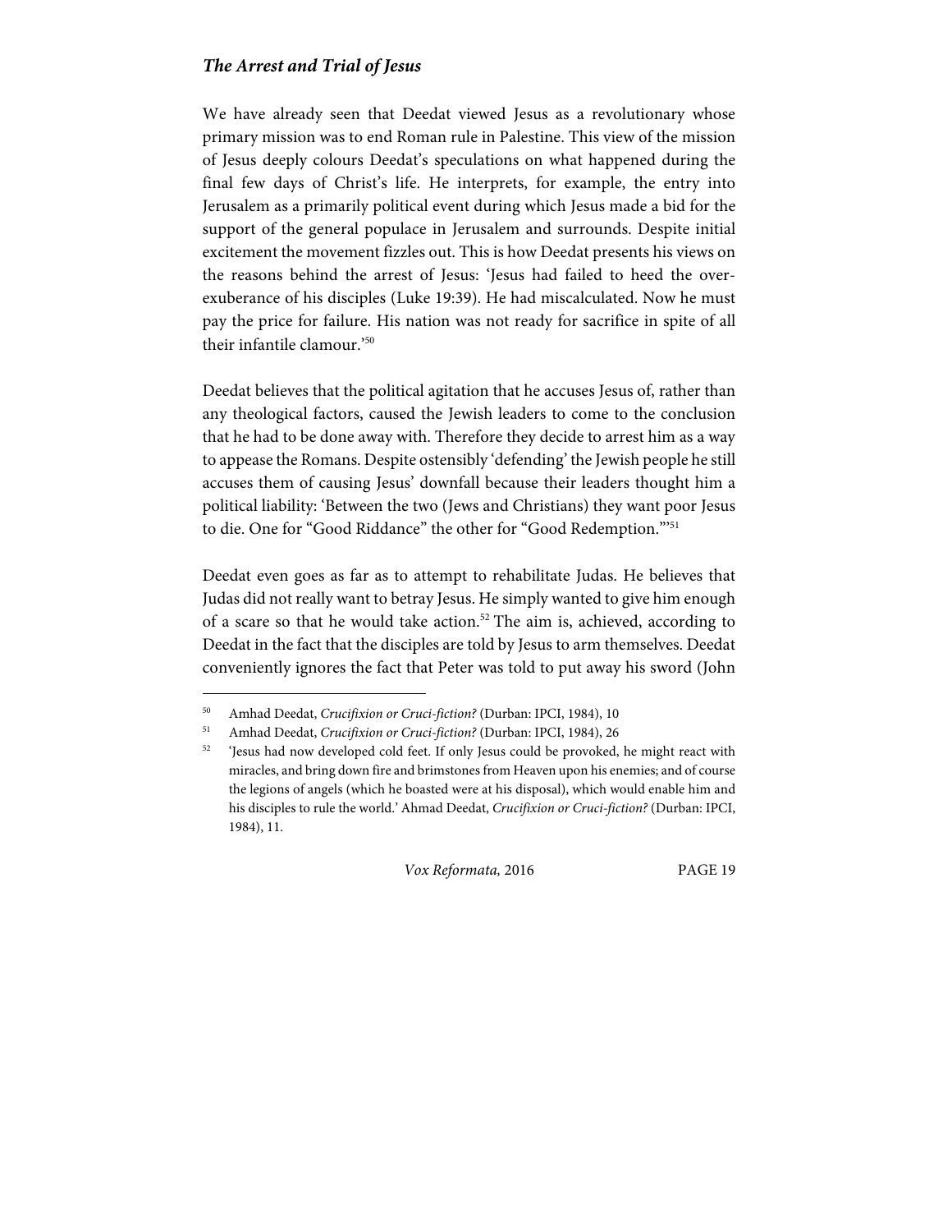### *The Arrest and Trial of Jesus*

We have already seen that Deedat viewed Jesus as a revolutionary whose primary mission was to end Roman rule in Palestine. This view of the mission of Jesus deeply colours Deedat's speculations on what happened during the final few days of Christ's life. He interprets, for example, the entry into Jerusalem as a primarily political event during which Jesus made a bid for the support of the general populace in Jerusalem and surrounds. Despite initial excitement the movement fizzles out. This is how Deedat presents his views on the reasons behind the arrest of Jesus: 'Jesus had failed to heed the over-exuberance of his disciples (Luke 19:39). He had miscalculated. Now he must pay the price for failure. His nation was not ready for sacrifice in spite of all their infantile clamour.'[50]

Deedat believes that the political agitation that he accuses Jesus of, rather than any theological factors, caused the Jewish leaders to come to the conclusion that he had to be done away with. Therefore they decide to arrest him as a way to appease the Romans. Despite ostensibly 'defending' the Jewish people he still accuses them of causing Jesus' downfall because their leaders thought him a political liability: 'Between the two (Jews and Christians) they want poor Jesus to die. One for "Good Riddance" the other for "Good Redemption."'[51]

Deedat even goes as far as to attempt to rehabilitate Judas. He believes that Judas did not really want to betray Jesus. He simply wanted to give him enough of a scare so that he would take action.[52] The aim is, achieved, according to Deedat in the fact that the disciples are told by Jesus to arm themselves. Deedat conveniently ignores the fact that Peter was told to put away his sword (John

---

[50] Amhad Deedat, *Crucifixion or Cruci-fiction?* (Durban: IPCI, 1984), 10

[51] Amhad Deedat, *Crucifixion or Cruci-fiction?* (Durban: IPCI, 1984), 26

[52] 'Jesus had now developed cold feet. If only Jesus could be provoked, he might react with miracles, and bring down fire and brimstones from Heaven upon his enemies; and of course the legions of angels (which he boasted were at his disposal), which would enable him and his disciples to rule the world.' Ahmad Deedat, *Crucifixion or Cruci-fiction?* (Durban: IPCI, 1984), 11.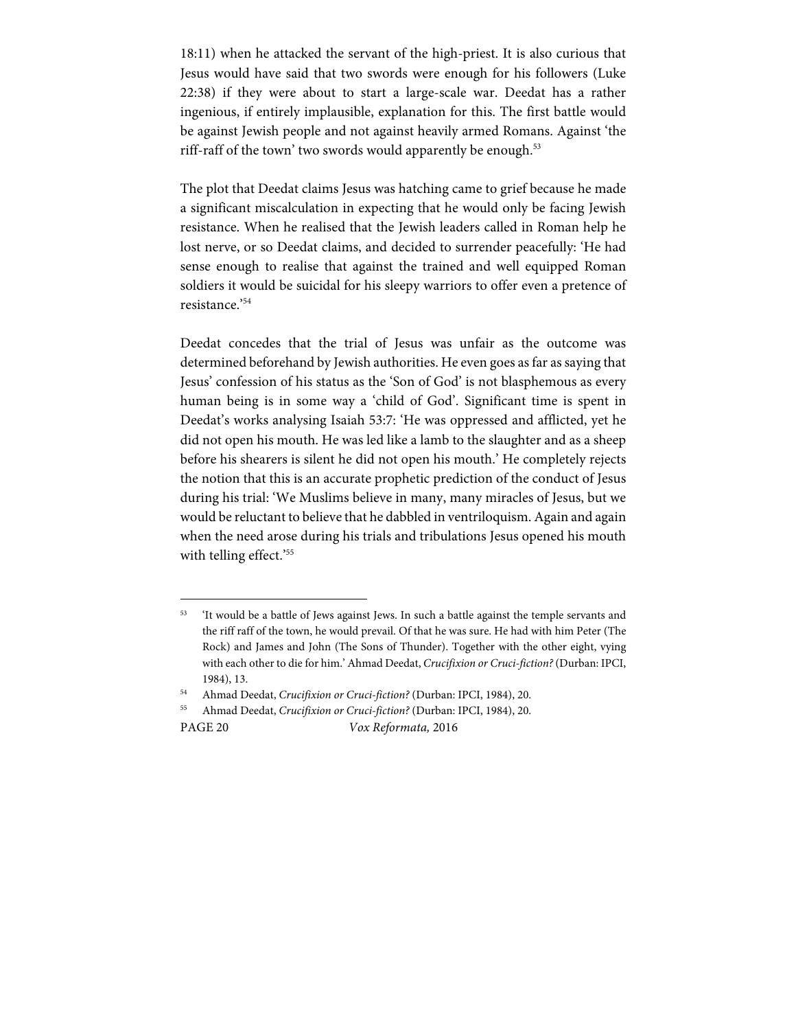18:11) when he attacked the servant of the high-priest. It is also curious that Jesus would have said that two swords were enough for his followers (Luke 22:38) if they were about to start a large-scale war. Deedat has a rather ingenious, if entirely implausible, explanation for this. The first battle would be against Jewish people and not against heavily armed Romans. Against 'the riff-raff of the town' two swords would apparently be enough.[53]

The plot that Deedat claims Jesus was hatching came to grief because he made a significant miscalculation in expecting that he would only be facing Jewish resistance. When he realised that the Jewish leaders called in Roman help he lost nerve, or so Deedat claims, and decided to surrender peacefully: 'He had sense enough to realise that against the trained and well equipped Roman soldiers it would be suicidal for his sleepy warriors to offer even a pretence of resistance.'[54]

Deedat concedes that the trial of Jesus was unfair as the outcome was determined beforehand by Jewish authorities. He even goes as far as saying that Jesus' confession of his status as the 'Son of God' is not blasphemous as every human being is in some way a 'child of God'. Significant time is spent in Deedat's works analysing Isaiah 53:7: 'He was oppressed and afflicted, yet he did not open his mouth. He was led like a lamb to the slaughter and as a sheep before his shearers is silent he did not open his mouth.' He completely rejects the notion that this is an accurate prophetic prediction of the conduct of Jesus during his trial: 'We Muslims believe in many, many miracles of Jesus, but we would be reluctant to believe that he dabbled in ventriloquism. Again and again when the need arose during his trials and tribulations Jesus opened his mouth with telling effect.'[55]

---

[53] 'It would be a battle of Jews against Jews. In such a battle against the temple servants and the riff raff of the town, he would prevail. Of that he was sure. He had with him Peter (The Rock) and James and John (The Sons of Thunder). Together with the other eight, vying with each other to die for him.' Ahmad Deedat, *Crucifixion or Cruci-fiction?* (Durban: IPCI, 1984), 13.

[54] Ahmad Deedat, *Crucifixion or Cruci-fiction?* (Durban: IPCI, 1984), 20.

[55] Ahmad Deedat, *Crucifixion or Cruci-fiction?* (Durban: IPCI, 1984), 20.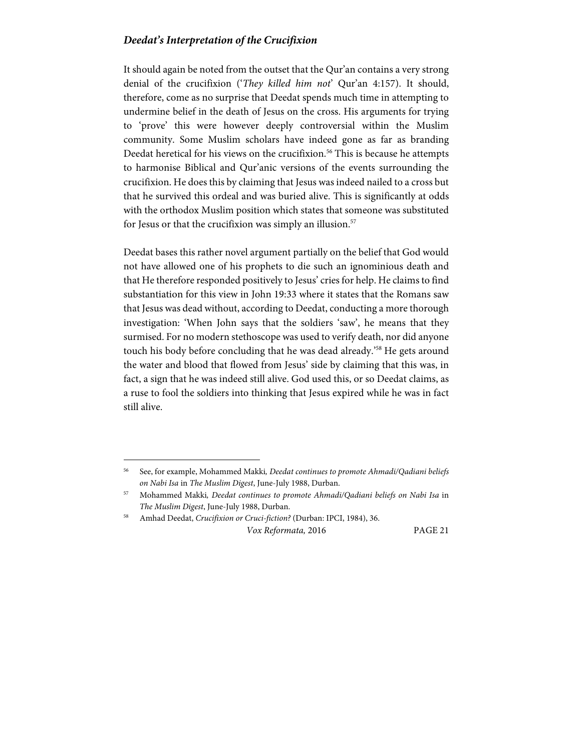### *Deedat's Interpretation of the Crucifixion*

It should again be noted from the outset that the Qur'an contains a very strong denial of the crucifixion ('*They killed him not*' Qur'an 4:157). It should, therefore, come as no surprise that Deedat spends much time in attempting to undermine belief in the death of Jesus on the cross. His arguments for trying to 'prove' this were however deeply controversial within the Muslim community. Some Muslim scholars have indeed gone as far as branding Deedat heretical for his views on the crucifixion.[56] This is because he attempts to harmonise Biblical and Qur'anic versions of the events surrounding the crucifixion. He does this by claiming that Jesus was indeed nailed to a cross but that he survived this ordeal and was buried alive. This is significantly at odds with the orthodox Muslim position which states that someone was substituted for Jesus or that the crucifixion was simply an illusion.[57]

Deedat bases this rather novel argument partially on the belief that God would not have allowed one of his prophets to die such an ignominious death and that He therefore responded positively to Jesus' cries for help. He claims to find substantiation for this view in John 19:33 where it states that the Romans saw that Jesus was dead without, according to Deedat, conducting a more thorough investigation: 'When John says that the soldiers 'saw', he means that they surmised. For no modern stethoscope was used to verify death, nor did anyone touch his body before concluding that he was dead already.'[58] He gets around the water and blood that flowed from Jesus' side by claiming that this was, in fact, a sign that he was indeed still alive. God used this, or so Deedat claims, as a ruse to fool the soldiers into thinking that Jesus expired while he was in fact still alive.

---

[56] See, for example, Mohammed Makki*, Deedat continues to promote Ahmadi/Qadiani beliefs on Nabi Isa* in *The Muslim Digest*, June-July 1988, Durban.

[57] Mohammed Makki*, Deedat continues to promote Ahmadi/Qadiani beliefs on Nabi Isa* in *The Muslim Digest*, June-July 1988, Durban.

[58] Amhad Deedat, *Crucifixion or Cruci-fiction?* (Durban: IPCI, 1984), 36.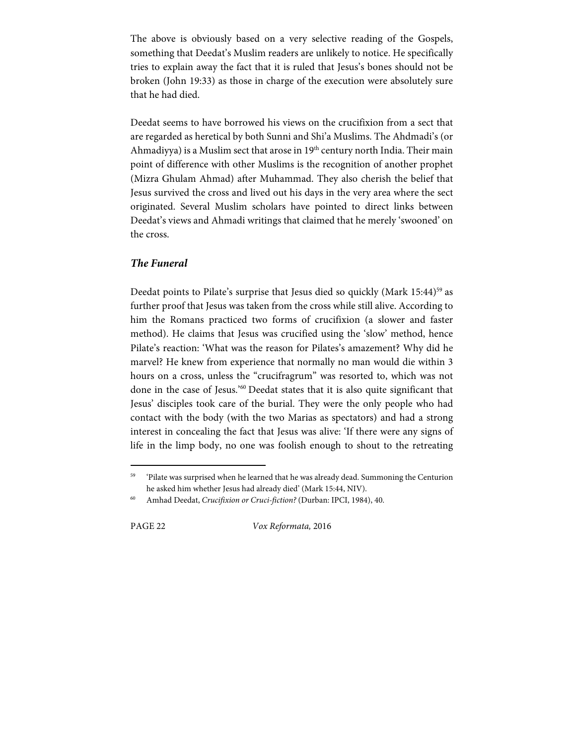The above is obviously based on a very selective reading of the Gospels, something that Deedat's Muslim readers are unlikely to notice. He specifically tries to explain away the fact that it is ruled that Jesus's bones should not be broken (John 19:33) as those in charge of the execution were absolutely sure that he had died.

Deedat seems to have borrowed his views on the crucifixion from a sect that are regarded as heretical by both Sunni and Shi'a Muslims. The Ahdmadi's (or Ahmadiyya) is a Muslim sect that arose in 19th century north India. Their main point of difference with other Muslims is the recognition of another prophet (Mizra Ghulam Ahmad) after Muhammad. They also cherish the belief that Jesus survived the cross and lived out his days in the very area where the sect originated. Several Muslim scholars have pointed to direct links between Deedat's views and Ahmadi writings that claimed that he merely 'swooned' on the cross.

### *The Funeral*

Deedat points to Pilate's surprise that Jesus died so quickly (Mark 15:44)[59] as further proof that Jesus was taken from the cross while still alive. According to him the Romans practiced two forms of crucifixion (a slower and faster method). He claims that Jesus was crucified using the 'slow' method, hence Pilate's reaction: 'What was the reason for Pilates's amazement? Why did he marvel? He knew from experience that normally no man would die within 3 hours on a cross, unless the "crucifragrum" was resorted to, which was not done in the case of Jesus.'[60] Deedat states that it is also quite significant that Jesus' disciples took care of the burial. They were the only people who had contact with the body (with the two Marias as spectators) and had a strong interest in concealing the fact that Jesus was alive: 'If there were any signs of life in the limp body, no one was foolish enough to shout to the retreating

---

[59] 'Pilate was surprised when he learned that he was already dead. Summoning the Centurion he asked him whether Jesus had already died' (Mark 15:44, NIV).

[60] Amhad Deedat, *Crucifixion or Cruci-fiction?* (Durban: IPCI, 1984), 40.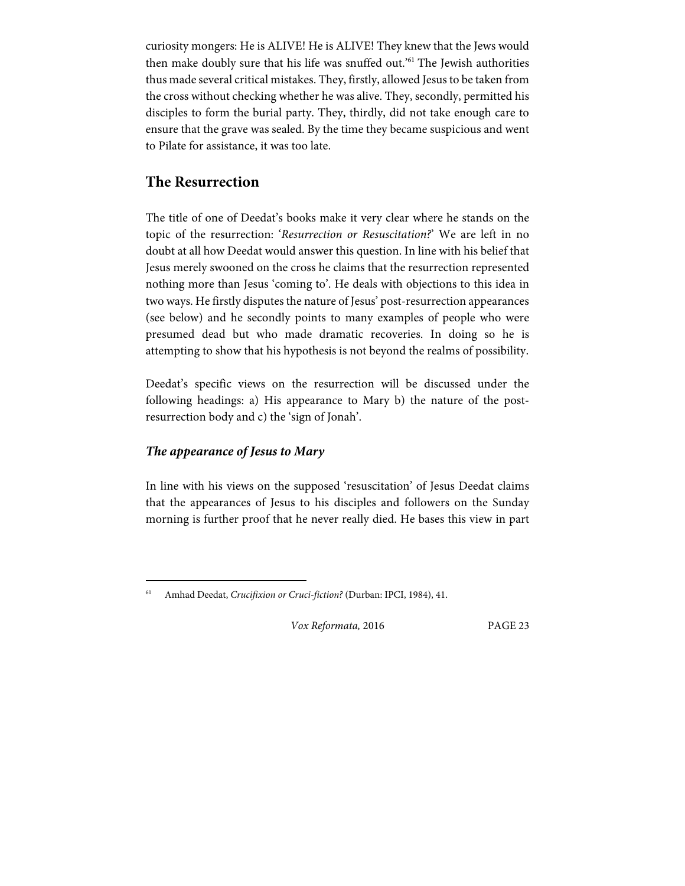curiosity mongers: He is ALIVE! He is ALIVE! They knew that the Jews would then make doubly sure that his life was snuffed out.'[61] The Jewish authorities thus made several critical mistakes. They, firstly, allowed Jesus to be taken from the cross without checking whether he was alive. They, secondly, permitted his disciples to form the burial party. They, thirdly, did not take enough care to ensure that the grave was sealed. By the time they became suspicious and went to Pilate for assistance, it was too late.

## The Resurrection

The title of one of Deedat's books make it very clear where he stands on the topic of the resurrection: '*Resurrection or Resuscitation?*' We are left in no doubt at all how Deedat would answer this question. In line with his belief that Jesus merely swooned on the cross he claims that the resurrection represented nothing more than Jesus 'coming to'. He deals with objections to this idea in two ways. He firstly disputes the nature of Jesus' post-resurrection appearances (see below) and he secondly points to many examples of people who were presumed dead but who made dramatic recoveries. In doing so he is attempting to show that his hypothesis is not beyond the realms of possibility.

Deedat's specific views on the resurrection will be discussed under the following headings: a) His appearance to Mary b) the nature of the post-resurrection body and c) the 'sign of Jonah'.

### *The appearance of Jesus to Mary*

In line with his views on the supposed 'resuscitation' of Jesus Deedat claims that the appearances of Jesus to his disciples and followers on the Sunday morning is further proof that he never really died. He bases this view in part

---

[61] Amhad Deedat, *Crucifixion or Cruci-fiction?* (Durban: IPCI, 1984), 41.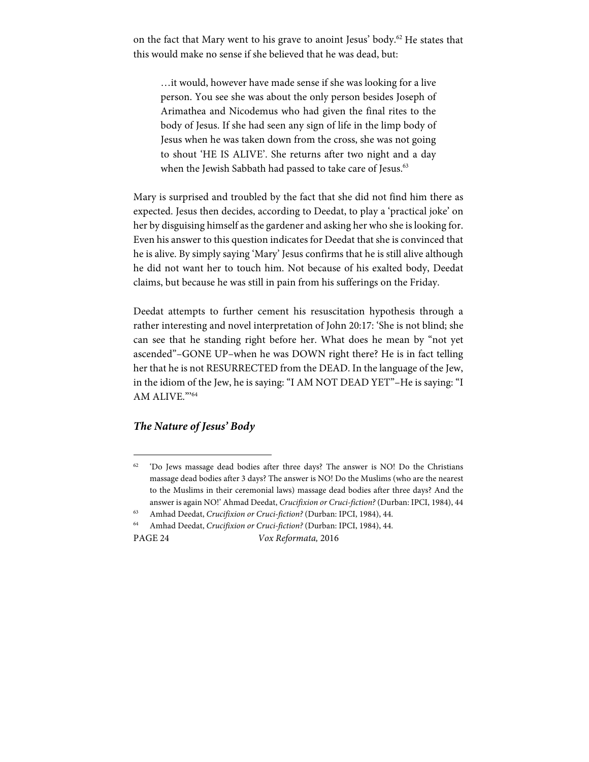on the fact that Mary went to his grave to anoint Jesus' body.[62] He states that this would make no sense if she believed that he was dead, but:

> …it would, however have made sense if she was looking for a live person. You see she was about the only person besides Joseph of Arimathea and Nicodemus who had given the final rites to the body of Jesus. If she had seen any sign of life in the limp body of Jesus when he was taken down from the cross, she was not going to shout 'HE IS ALIVE'. She returns after two night and a day when the Jewish Sabbath had passed to take care of Jesus.[63]

Mary is surprised and troubled by the fact that she did not find him there as expected. Jesus then decides, according to Deedat, to play a 'practical joke' on her by disguising himself as the gardener and asking her who she is looking for. Even his answer to this question indicates for Deedat that she is convinced that he is alive. By simply saying 'Mary' Jesus confirms that he is still alive although he did not want her to touch him. Not because of his exalted body, Deedat claims, but because he was still in pain from his sufferings on the Friday.

Deedat attempts to further cement his resuscitation hypothesis through a rather interesting and novel interpretation of John 20:17: 'She is not blind; she can see that he standing right before her. What does he mean by "not yet ascended"–GONE UP–when he was DOWN right there? He is in fact telling her that he is not RESURRECTED from the DEAD. In the language of the Jew, in the idiom of the Jew, he is saying: "I AM NOT DEAD YET"–He is saying: "I AM ALIVE."'[64]

### *The Nature of Jesus' Body*

---

[62] 'Do Jews massage dead bodies after three days? The answer is NO! Do the Christians massage dead bodies after 3 days? The answer is NO! Do the Muslims (who are the nearest to the Muslims in their ceremonial laws) massage dead bodies after three days? And the answer is again NO!' Ahmad Deedat, *Crucifixion or Cruci-fiction?* (Durban: IPCI, 1984), 44

[63] Amhad Deedat, *Crucifixion or Cruci-fiction?* (Durban: IPCI, 1984), 44.

[64] Amhad Deedat, *Crucifixion or Cruci-fiction?* (Durban: IPCI, 1984), 44.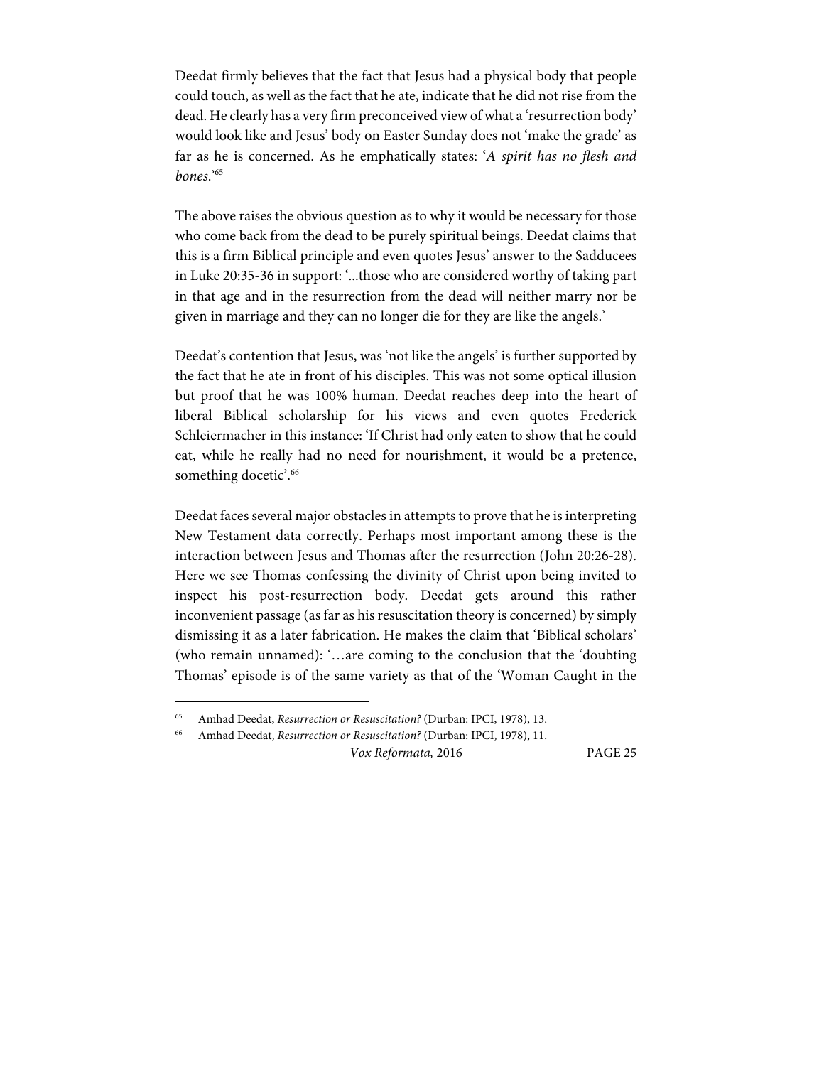Deedat firmly believes that the fact that Jesus had a physical body that people could touch, as well as the fact that he ate, indicate that he did not rise from the dead. He clearly has a very firm preconceived view of what a 'resurrection body' would look like and Jesus' body on Easter Sunday does not 'make the grade' as far as he is concerned. As he emphatically states: '*A spirit has no flesh and bones*.'[65]

The above raises the obvious question as to why it would be necessary for those who come back from the dead to be purely spiritual beings. Deedat claims that this is a firm Biblical principle and even quotes Jesus' answer to the Sadducees in Luke 20:35-36 in support: '...those who are considered worthy of taking part in that age and in the resurrection from the dead will neither marry nor be given in marriage and they can no longer die for they are like the angels.'

Deedat's contention that Jesus, was 'not like the angels' is further supported by the fact that he ate in front of his disciples. This was not some optical illusion but proof that he was 100% human. Deedat reaches deep into the heart of liberal Biblical scholarship for his views and even quotes Frederick Schleiermacher in this instance: 'If Christ had only eaten to show that he could eat, while he really had no need for nourishment, it would be a pretence, something docetic'.[66]

Deedat faces several major obstacles in attempts to prove that he is interpreting New Testament data correctly. Perhaps most important among these is the interaction between Jesus and Thomas after the resurrection (John 20:26-28). Here we see Thomas confessing the divinity of Christ upon being invited to inspect his post-resurrection body. Deedat gets around this rather inconvenient passage (as far as his resuscitation theory is concerned) by simply dismissing it as a later fabrication. He makes the claim that 'Biblical scholars' (who remain unnamed): '…are coming to the conclusion that the 'doubting Thomas' episode is of the same variety as that of the 'Woman Caught in the

---

[65] Amhad Deedat, *Resurrection or Resuscitation?* (Durban: IPCI, 1978), 13.

[66] Amhad Deedat, *Resurrection or Resuscitation?* (Durban: IPCI, 1978), 11.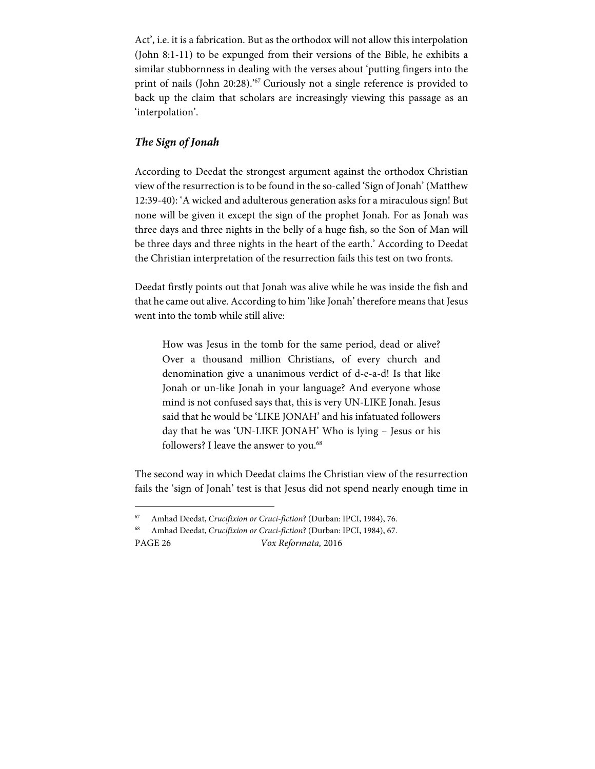Act', i.e. it is a fabrication. But as the orthodox will not allow this interpolation (John 8:1-11) to be expunged from their versions of the Bible, he exhibits a similar stubbornness in dealing with the verses about 'putting fingers into the print of nails (John 20:28).'[67] Curiously not a single reference is provided to back up the claim that scholars are increasingly viewing this passage as an 'interpolation'.

### *The Sign of Jonah*

According to Deedat the strongest argument against the orthodox Christian view of the resurrection is to be found in the so-called 'Sign of Jonah' (Matthew 12:39-40): 'A wicked and adulterous generation asks for a miraculous sign! But none will be given it except the sign of the prophet Jonah. For as Jonah was three days and three nights in the belly of a huge fish, so the Son of Man will be three days and three nights in the heart of the earth.' According to Deedat the Christian interpretation of the resurrection fails this test on two fronts.

Deedat firstly points out that Jonah was alive while he was inside the fish and that he came out alive. According to him 'like Jonah' therefore means that Jesus went into the tomb while still alive:

> How was Jesus in the tomb for the same period, dead or alive? Over a thousand million Christians, of every church and denomination give a unanimous verdict of d-e-a-d! Is that like Jonah or un-like Jonah in your language? And everyone whose mind is not confused says that, this is very UN-LIKE Jonah. Jesus said that he would be 'LIKE JONAH' and his infatuated followers day that he was 'UN-LIKE JONAH' Who is lying – Jesus or his followers? I leave the answer to you.[68]

The second way in which Deedat claims the Christian view of the resurrection fails the 'sign of Jonah' test is that Jesus did not spend nearly enough time in

---

[67] Amhad Deedat, *Crucifixion or Cruci-fiction*? (Durban: IPCI, 1984), 76.

[68] Amhad Deedat, *Crucifixion or Cruci-fiction*? (Durban: IPCI, 1984), 67.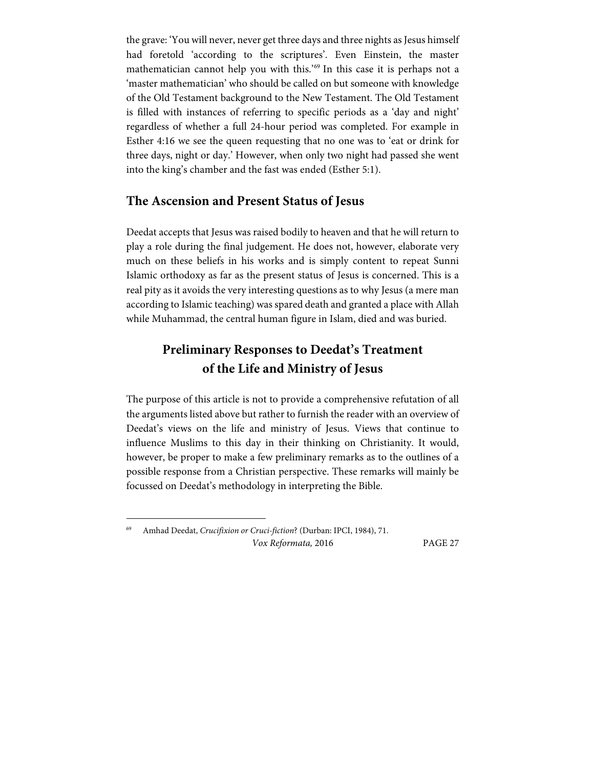the grave: 'You will never, never get three days and three nights as Jesus himself had foretold 'according to the scriptures'. Even Einstein, the master mathematician cannot help you with this.'[69] In this case it is perhaps not a 'master mathematician' who should be called on but someone with knowledge of the Old Testament background to the New Testament. The Old Testament is filled with instances of referring to specific periods as a 'day and night' regardless of whether a full 24-hour period was completed. For example in Esther 4:16 we see the queen requesting that no one was to 'eat or drink for three days, night or day.' However, when only two night had passed she went into the king's chamber and the fast was ended (Esther 5:1).

## The Ascension and Present Status of Jesus

Deedat accepts that Jesus was raised bodily to heaven and that he will return to play a role during the final judgement. He does not, however, elaborate very much on these beliefs in his works and is simply content to repeat Sunni Islamic orthodoxy as far as the present status of Jesus is concerned. This is a real pity as it avoids the very interesting questions as to why Jesus (a mere man according to Islamic teaching) was spared death and granted a place with Allah while Muhammad, the central human figure in Islam, died and was buried.

## Preliminary Responses to Deedat's Treatment of the Life and Ministry of Jesus

The purpose of this article is not to provide a comprehensive refutation of all the arguments listed above but rather to furnish the reader with an overview of Deedat's views on the life and ministry of Jesus. Views that continue to influence Muslims to this day in their thinking on Christianity. It would, however, be proper to make a few preliminary remarks as to the outlines of a possible response from a Christian perspective. These remarks will mainly be focussed on Deedat's methodology in interpreting the Bible.

---

[69] Amhad Deedat, *Crucifixion or Cruci-fiction*? (Durban: IPCI, 1984), 71.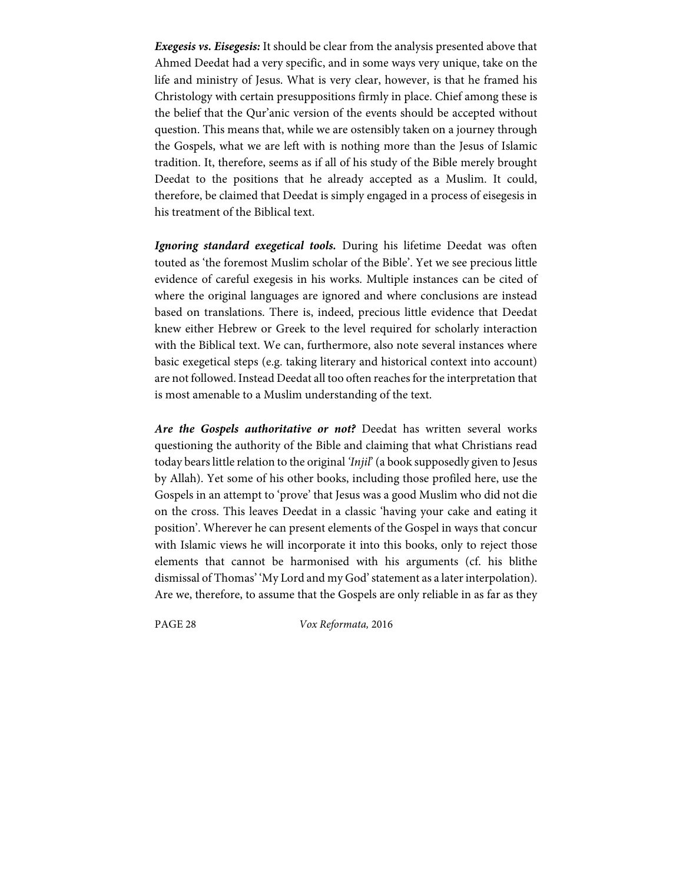***Exegesis vs. Eisegesis:*** It should be clear from the analysis presented above that Ahmed Deedat had a very specific, and in some ways very unique, take on the life and ministry of Jesus. What is very clear, however, is that he framed his Christology with certain presuppositions firmly in place. Chief among these is the belief that the Qur'anic version of the events should be accepted without question. This means that, while we are ostensibly taken on a journey through the Gospels, what we are left with is nothing more than the Jesus of Islamic tradition. It, therefore, seems as if all of his study of the Bible merely brought Deedat to the positions that he already accepted as a Muslim. It could, therefore, be claimed that Deedat is simply engaged in a process of eisegesis in his treatment of the Biblical text.

***Ignoring standard exegetical tools.*** During his lifetime Deedat was often touted as 'the foremost Muslim scholar of the Bible'. Yet we see precious little evidence of careful exegesis in his works. Multiple instances can be cited of where the original languages are ignored and where conclusions are instead based on translations. There is, indeed, precious little evidence that Deedat knew either Hebrew or Greek to the level required for scholarly interaction with the Biblical text. We can, furthermore, also note several instances where basic exegetical steps (e.g. taking literary and historical context into account) are not followed. Instead Deedat all too often reaches for the interpretation that is most amenable to a Muslim understanding of the text.

***Are the Gospels authoritative or not?*** Deedat has written several works questioning the authority of the Bible and claiming that what Christians read today bears little relation to the original '*Injil*' (a book supposedly given to Jesus by Allah). Yet some of his other books, including those profiled here, use the Gospels in an attempt to 'prove' that Jesus was a good Muslim who did not die on the cross. This leaves Deedat in a classic 'having your cake and eating it position'. Wherever he can present elements of the Gospel in ways that concur with Islamic views he will incorporate it into this books, only to reject those elements that cannot be harmonised with his arguments (cf. his blithe dismissal of Thomas' 'My Lord and my God' statement as a later interpolation). Are we, therefore, to assume that the Gospels are only reliable in as far as they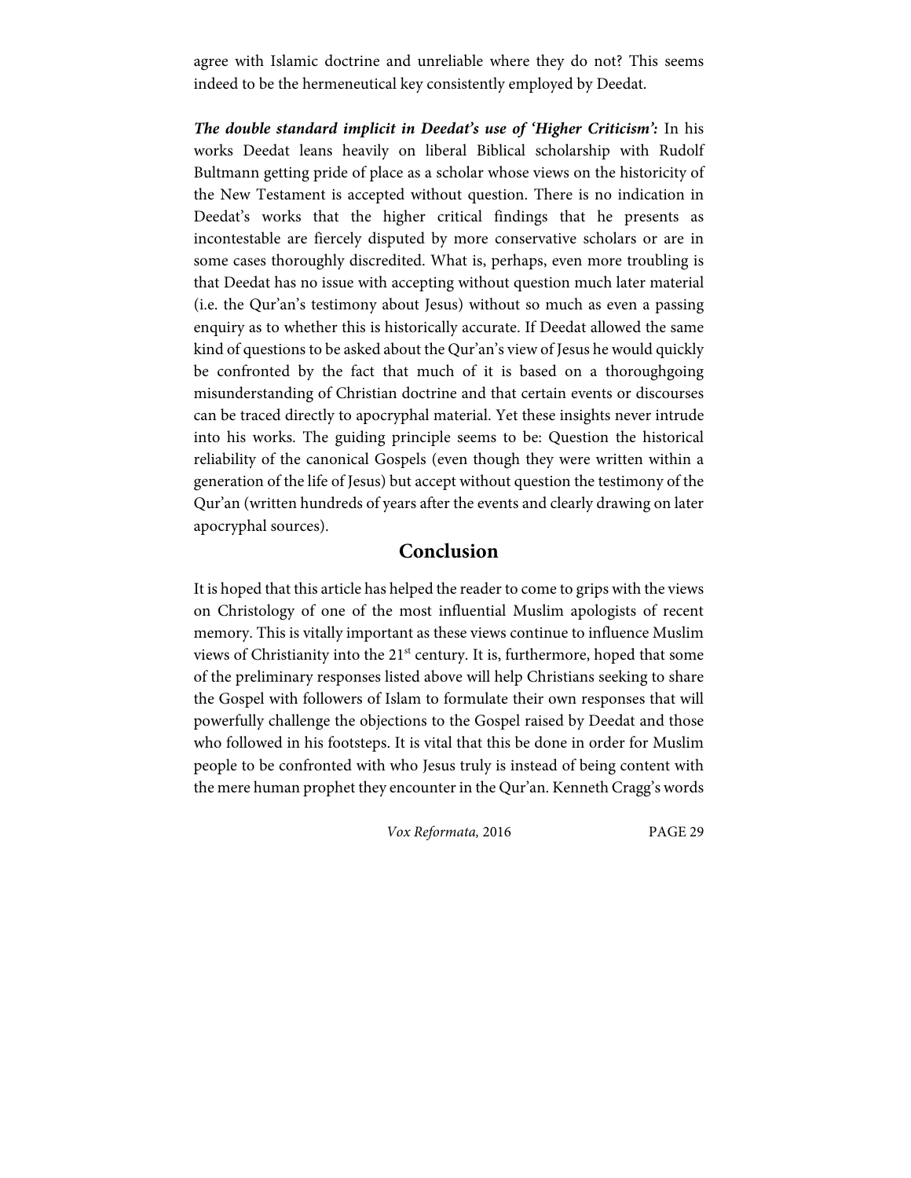agree with Islamic doctrine and unreliable where they do not? This seems indeed to be the hermeneutical key consistently employed by Deedat.

***The double standard implicit in Deedat's use of 'Higher Criticism':*** In his works Deedat leans heavily on liberal Biblical scholarship with Rudolf Bultmann getting pride of place as a scholar whose views on the historicity of the New Testament is accepted without question. There is no indication in Deedat's works that the higher critical findings that he presents as incontestable are fiercely disputed by more conservative scholars or are in some cases thoroughly discredited. What is, perhaps, even more troubling is that Deedat has no issue with accepting without question much later material (i.e. the Qur'an's testimony about Jesus) without so much as even a passing enquiry as to whether this is historically accurate. If Deedat allowed the same kind of questions to be asked about the Qur'an's view of Jesus he would quickly be confronted by the fact that much of it is based on a thoroughgoing misunderstanding of Christian doctrine and that certain events or discourses can be traced directly to apocryphal material. Yet these insights never intrude into his works. The guiding principle seems to be: Question the historical reliability of the canonical Gospels (even though they were written within a generation of the life of Jesus) but accept without question the testimony of the Qur'an (written hundreds of years after the events and clearly drawing on later apocryphal sources).

## Conclusion

It is hoped that this article has helped the reader to come to grips with the views on Christology of one of the most influential Muslim apologists of recent memory. This is vitally important as these views continue to influence Muslim views of Christianity into the 21st century. It is, furthermore, hoped that some of the preliminary responses listed above will help Christians seeking to share the Gospel with followers of Islam to formulate their own responses that will powerfully challenge the objections to the Gospel raised by Deedat and those who followed in his footsteps. It is vital that this be done in order for Muslim people to be confronted with who Jesus truly is instead of being content with the mere human prophet they encounter in the Qur'an. Kenneth Cragg's words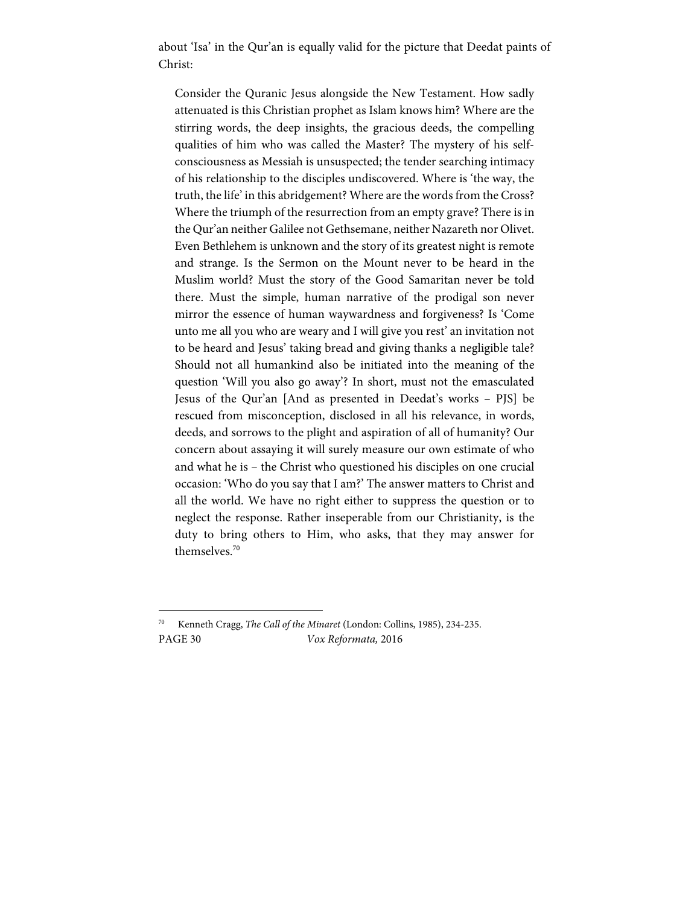about 'Isa' in the Qur'an is equally valid for the picture that Deedat paints of Christ:

> Consider the Quranic Jesus alongside the New Testament. How sadly attenuated is this Christian prophet as Islam knows him? Where are the stirring words, the deep insights, the gracious deeds, the compelling qualities of him who was called the Master? The mystery of his self-consciousness as Messiah is unsuspected; the tender searching intimacy of his relationship to the disciples undiscovered. Where is 'the way, the truth, the life' in this abridgement? Where are the words from the Cross? Where the triumph of the resurrection from an empty grave? There is in the Qur'an neither Galilee not Gethsemane, neither Nazareth nor Olivet. Even Bethlehem is unknown and the story of its greatest night is remote and strange. Is the Sermon on the Mount never to be heard in the Muslim world? Must the story of the Good Samaritan never be told there. Must the simple, human narrative of the prodigal son never mirror the essence of human waywardness and forgiveness? Is 'Come unto me all you who are weary and I will give you rest' an invitation not to be heard and Jesus' taking bread and giving thanks a negligible tale? Should not all humankind also be initiated into the meaning of the question 'Will you also go away'? In short, must not the emasculated Jesus of the Qur'an [And as presented in Deedat's works – PJS] be rescued from misconception, disclosed in all his relevance, in words, deeds, and sorrows to the plight and aspiration of all of humanity? Our concern about assaying it will surely measure our own estimate of who and what he is – the Christ who questioned his disciples on one crucial occasion: 'Who do you say that I am?' The answer matters to Christ and all the world. We have no right either to suppress the question or to neglect the response. Rather inseperable from our Christianity, is the duty to bring others to Him, who asks, that they may answer for themselves.[70]

---

[70] Kenneth Cragg, *The Call of the Minaret* (London: Collins, 1985), 234-235.